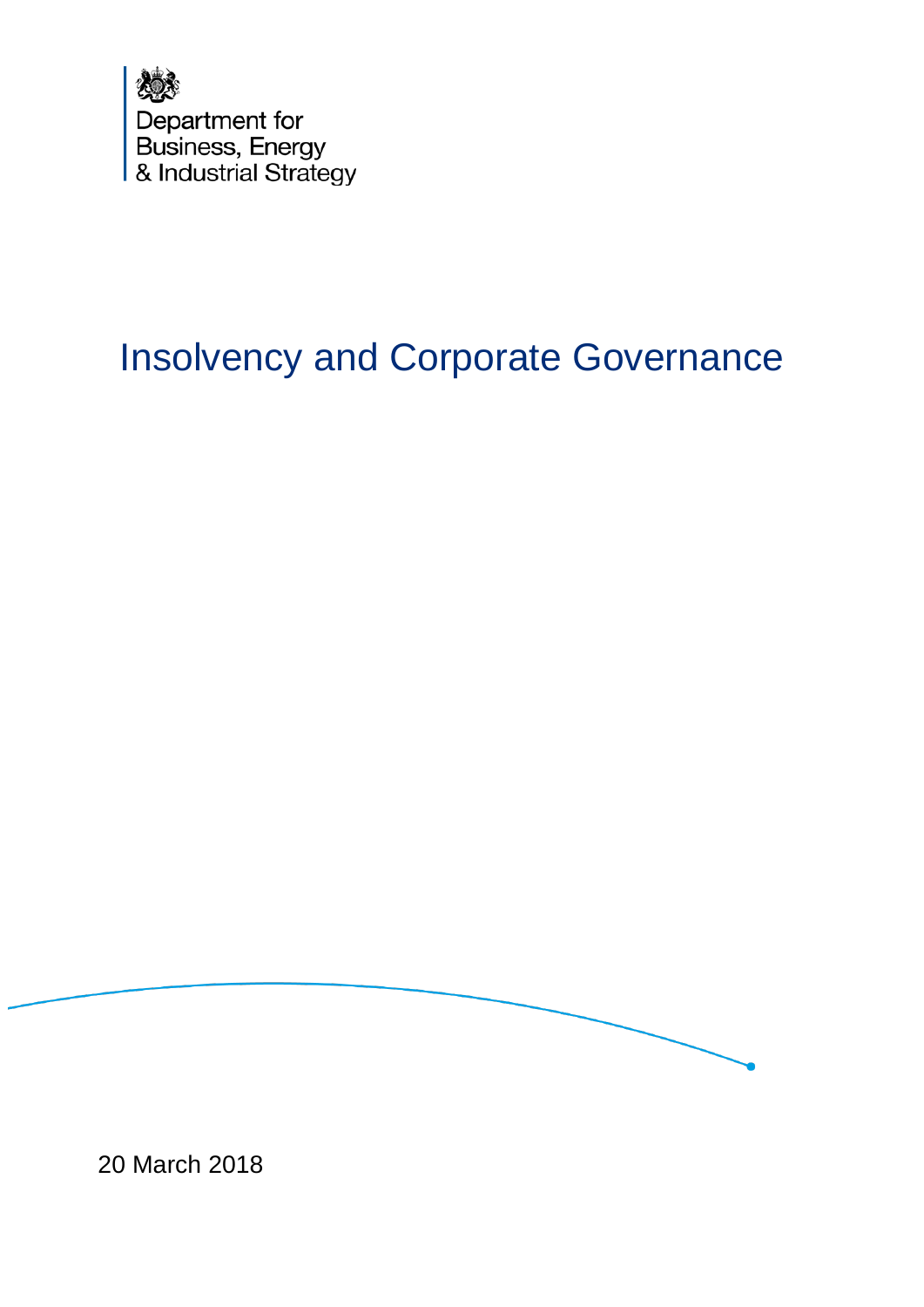Department for
Business, Energy
& Industrial Strategy

# Insolvency and Corporate Governance

20 March 2018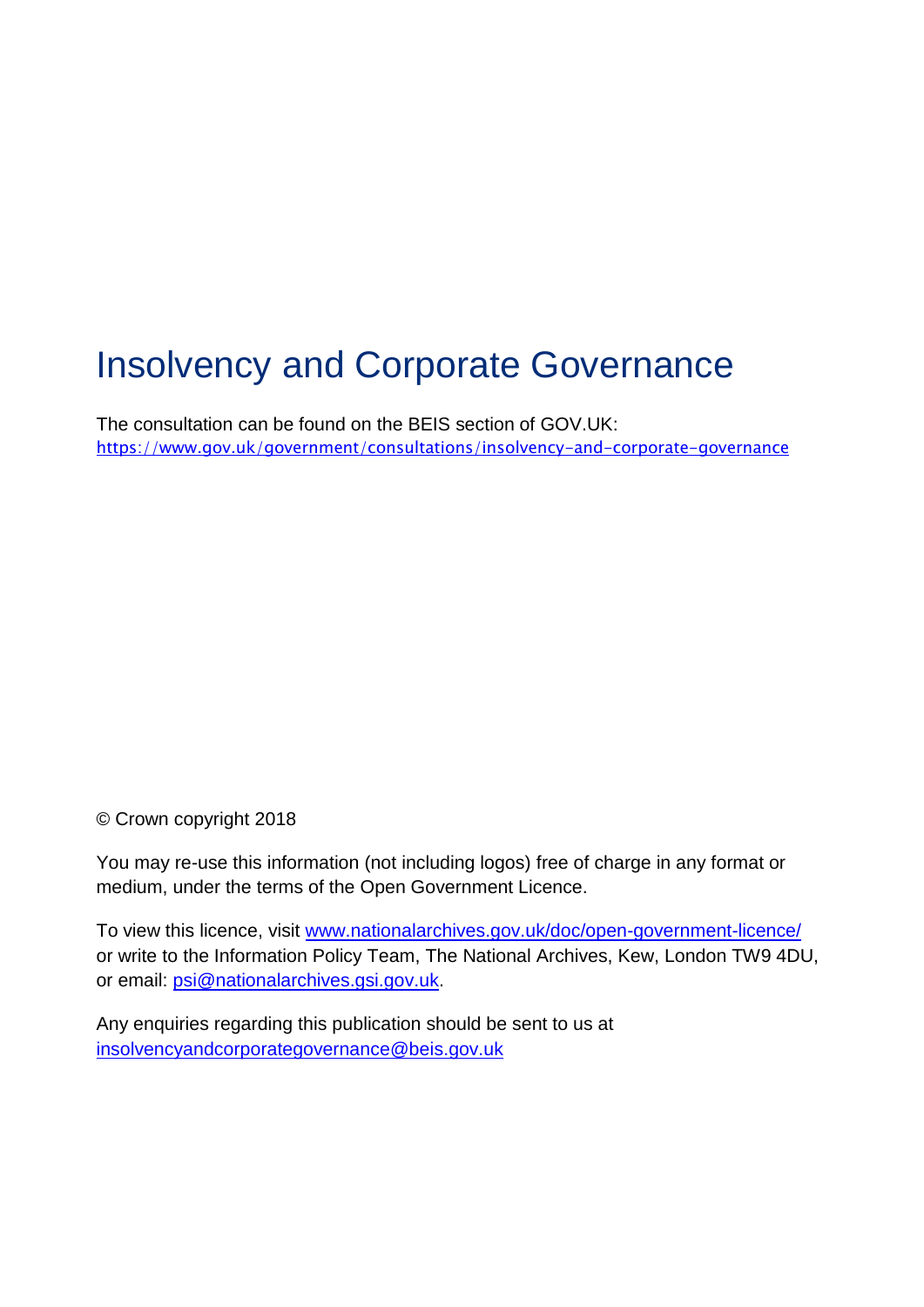# Insolvency and Corporate Governance

The consultation can be found on the BEIS section of GOV.UK:
https://www.gov.uk/government/consultations/insolvency-and-corporate-governance

© Crown copyright 2018

You may re-use this information (not including logos) free of charge in any format or medium, under the terms of the Open Government Licence.

To view this licence, visit www.nationalarchives.gov.uk/doc/open-government-licence/ or write to the Information Policy Team, The National Archives, Kew, London TW9 4DU, or email: psi@nationalarchives.gsi.gov.uk.

Any enquiries regarding this publication should be sent to us at insolvencyandcorporategovernance@beis.gov.uk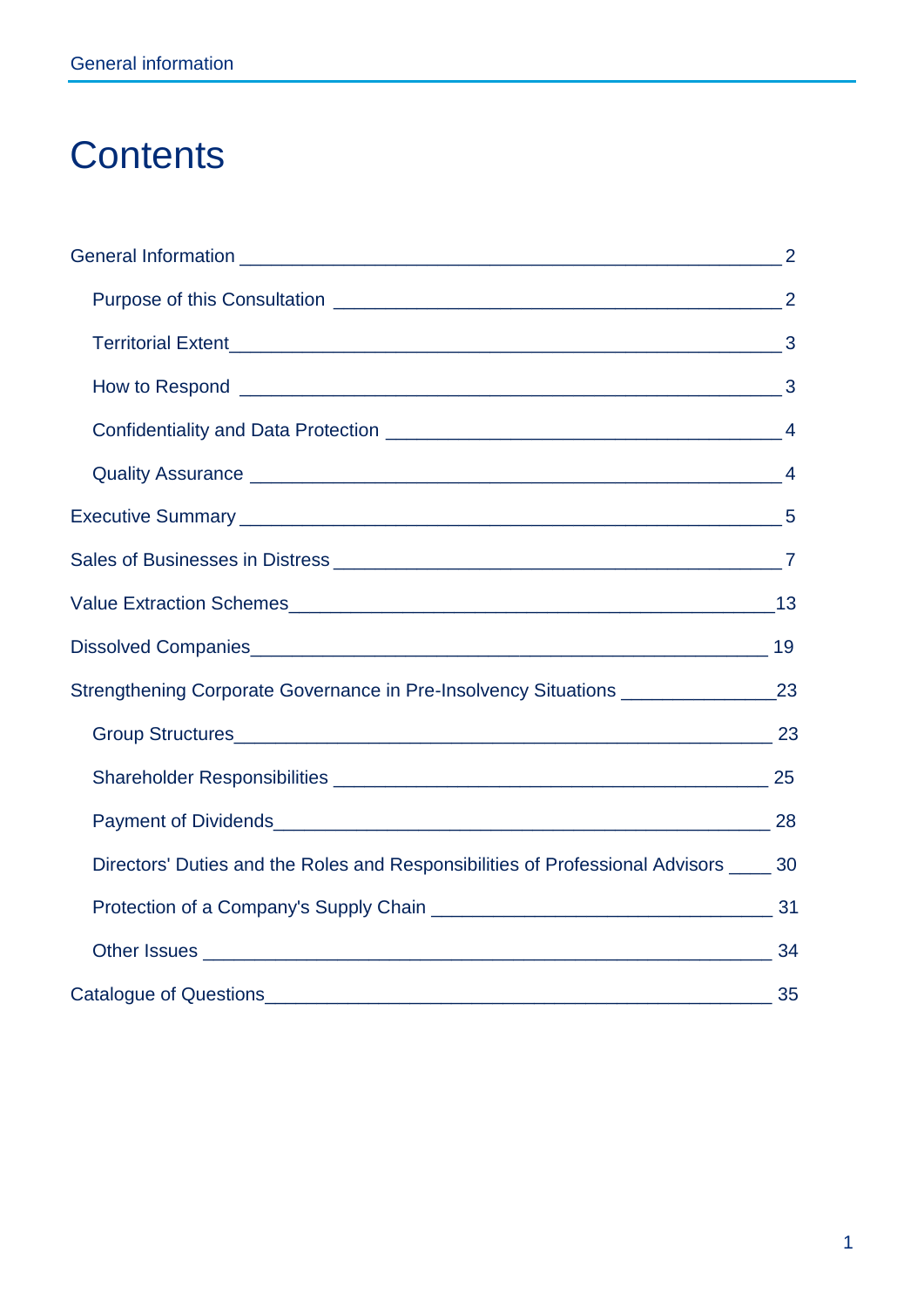# Contents

General Information _______________________________________________ 2

  Purpose of this Consultation ________________________________________ 2

  Territorial Extent___________________________________________________ 3

  How to Respond ___________________________________________________ 3

  Confidentiality and Data Protection __________________________________ 4

  Quality Assurance _________________________________________________ 4

Executive Summary _________________________________________________ 5

Sales of Businesses in Distress ________________________________________ 7

Value Extraction Schemes____________________________________________13

Dissolved Companies_______________________________________________ 19

Strengthening Corporate Governance in Pre-Insolvency Situations _______________23

  Group Structures___________________________________________________ 23

  Shareholder Responsibilities _________________________________________ 25

  Payment of Dividends_______________________________________________ 28

  Directors' Duties and the Roles and Responsibilities of Professional Advisors ____ 30

  Protection of a Company's Supply Chain _______________________________ 31

  Other Issues ______________________________________________________ 34

Catalogue of Questions______________________________________________ 35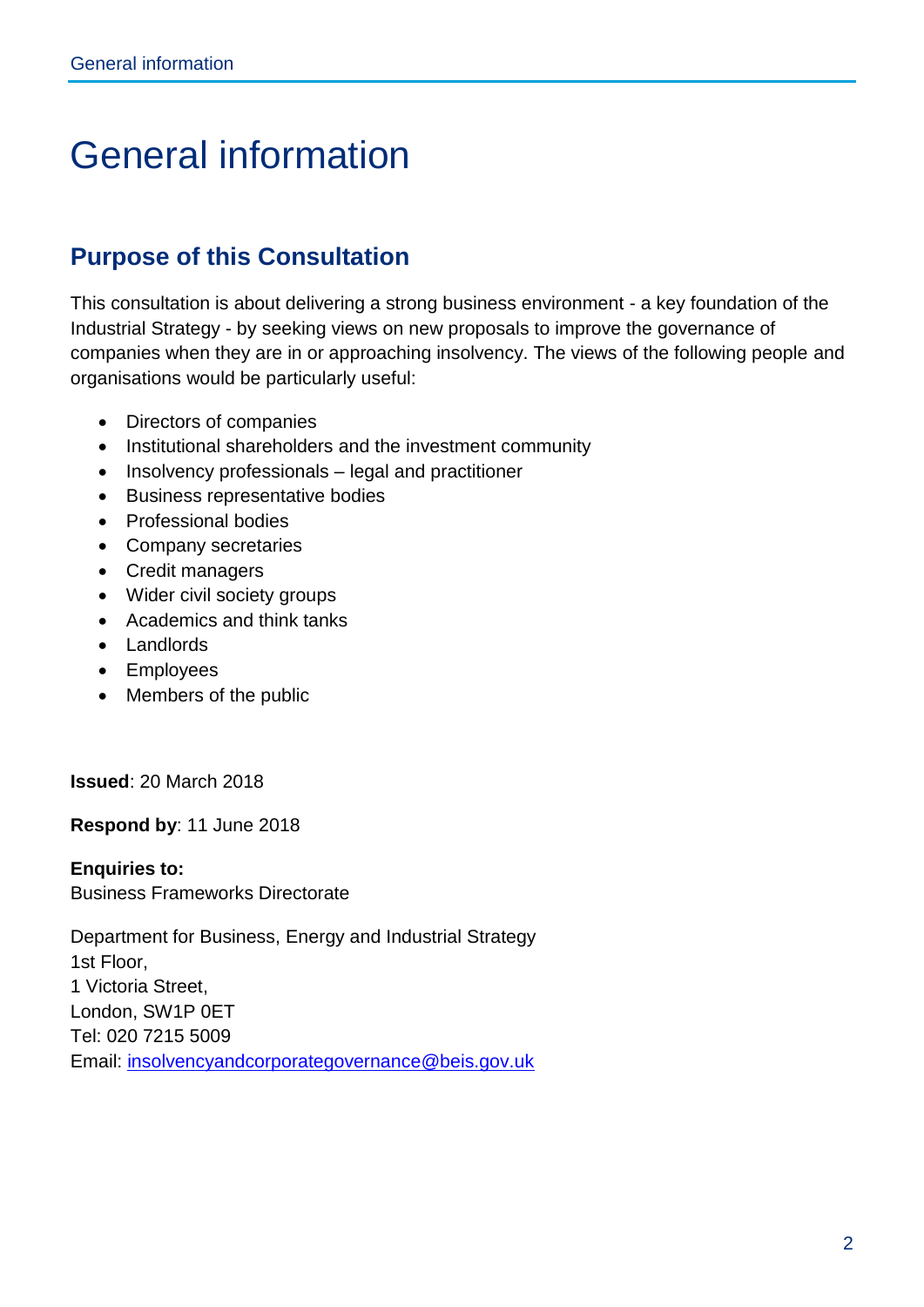# General information

## Purpose of this Consultation

This consultation is about delivering a strong business environment - a key foundation of the Industrial Strategy - by seeking views on new proposals to improve the governance of companies when they are in or approaching insolvency. The views of the following people and organisations would be particularly useful:

- Directors of companies
- Institutional shareholders and the investment community
- Insolvency professionals – legal and practitioner
- Business representative bodies
- Professional bodies
- Company secretaries
- Credit managers
- Wider civil society groups
- Academics and think tanks
- Landlords
- Employees
- Members of the public

**Issued**: 20 March 2018

**Respond by**: 11 June 2018

**Enquiries to:**
Business Frameworks Directorate

Department for Business, Energy and Industrial Strategy
1st Floor,
1 Victoria Street,
London, SW1P 0ET
Tel: 020 7215 5009
Email: insolvencyandcorporategovernance@beis.gov.uk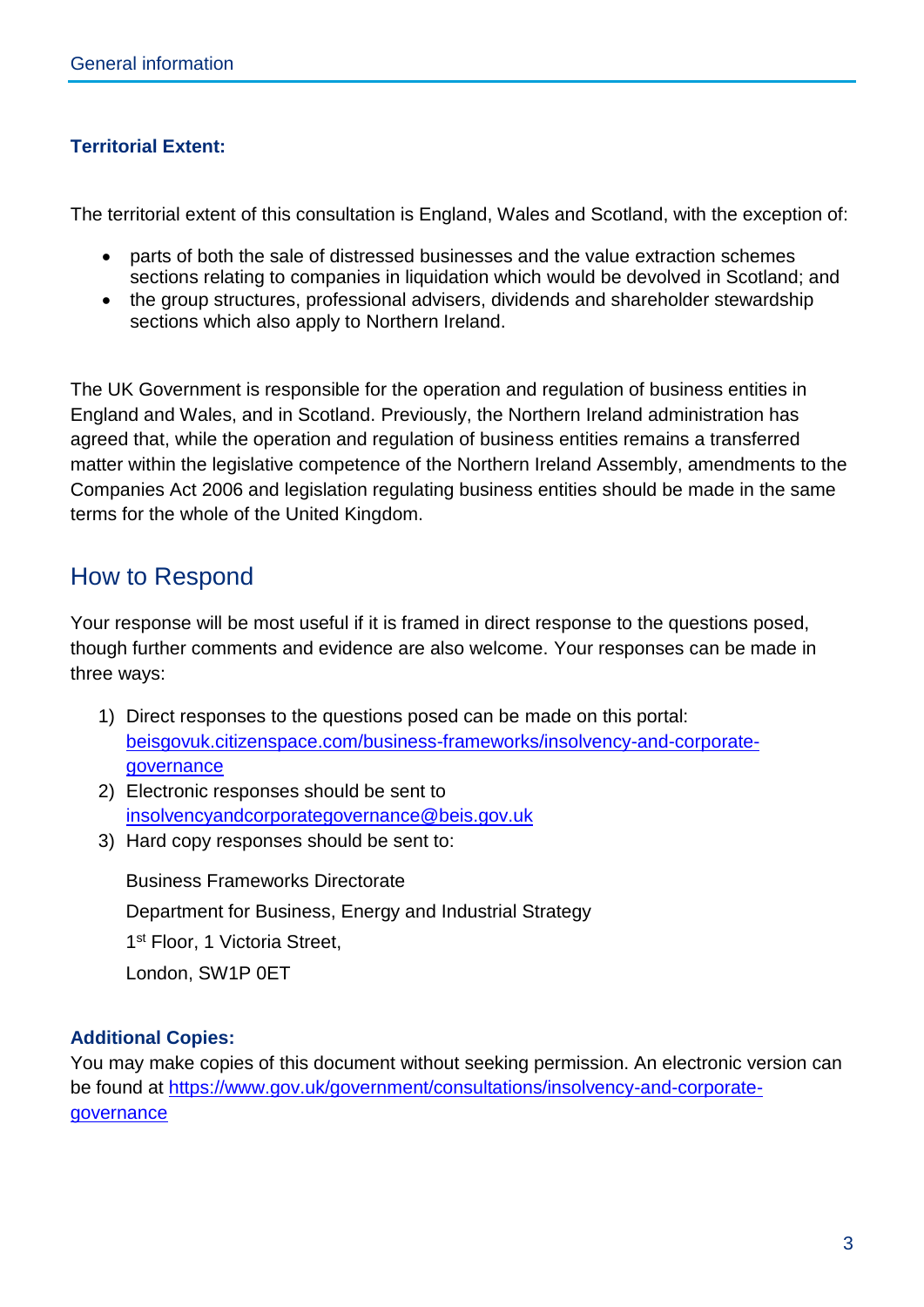**Territorial Extent:**

The territorial extent of this consultation is England, Wales and Scotland, with the exception of:

- parts of both the sale of distressed businesses and the value extraction schemes sections relating to companies in liquidation which would be devolved in Scotland; and
- the group structures, professional advisers, dividends and shareholder stewardship sections which also apply to Northern Ireland.

The UK Government is responsible for the operation and regulation of business entities in England and Wales, and in Scotland. Previously, the Northern Ireland administration has agreed that, while the operation and regulation of business entities remains a transferred matter within the legislative competence of the Northern Ireland Assembly, amendments to the Companies Act 2006 and legislation regulating business entities should be made in the same terms for the whole of the United Kingdom.

## How to Respond

Your response will be most useful if it is framed in direct response to the questions posed, though further comments and evidence are also welcome. Your responses can be made in three ways:

1) Direct responses to the questions posed can be made on this portal: [beisgovuk.citizenspace.com/business-frameworks/insolvency-and-corporate-governance](https://beisgovuk.citizenspace.com/business-frameworks/insolvency-and-corporate-governance)
2) Electronic responses should be sent to [insolvencyandcorporategovernance@beis.gov.uk](mailto:insolvencyandcorporategovernance@beis.gov.uk)
3) Hard copy responses should be sent to:

   Business Frameworks Directorate

   Department for Business, Energy and Industrial Strategy

   1st Floor, 1 Victoria Street,

   London, SW1P 0ET

**Additional Copies:**

You may make copies of this document without seeking permission. An electronic version can be found at [https://www.gov.uk/government/consultations/insolvency-and-corporate-governance](https://www.gov.uk/government/consultations/insolvency-and-corporate-governance)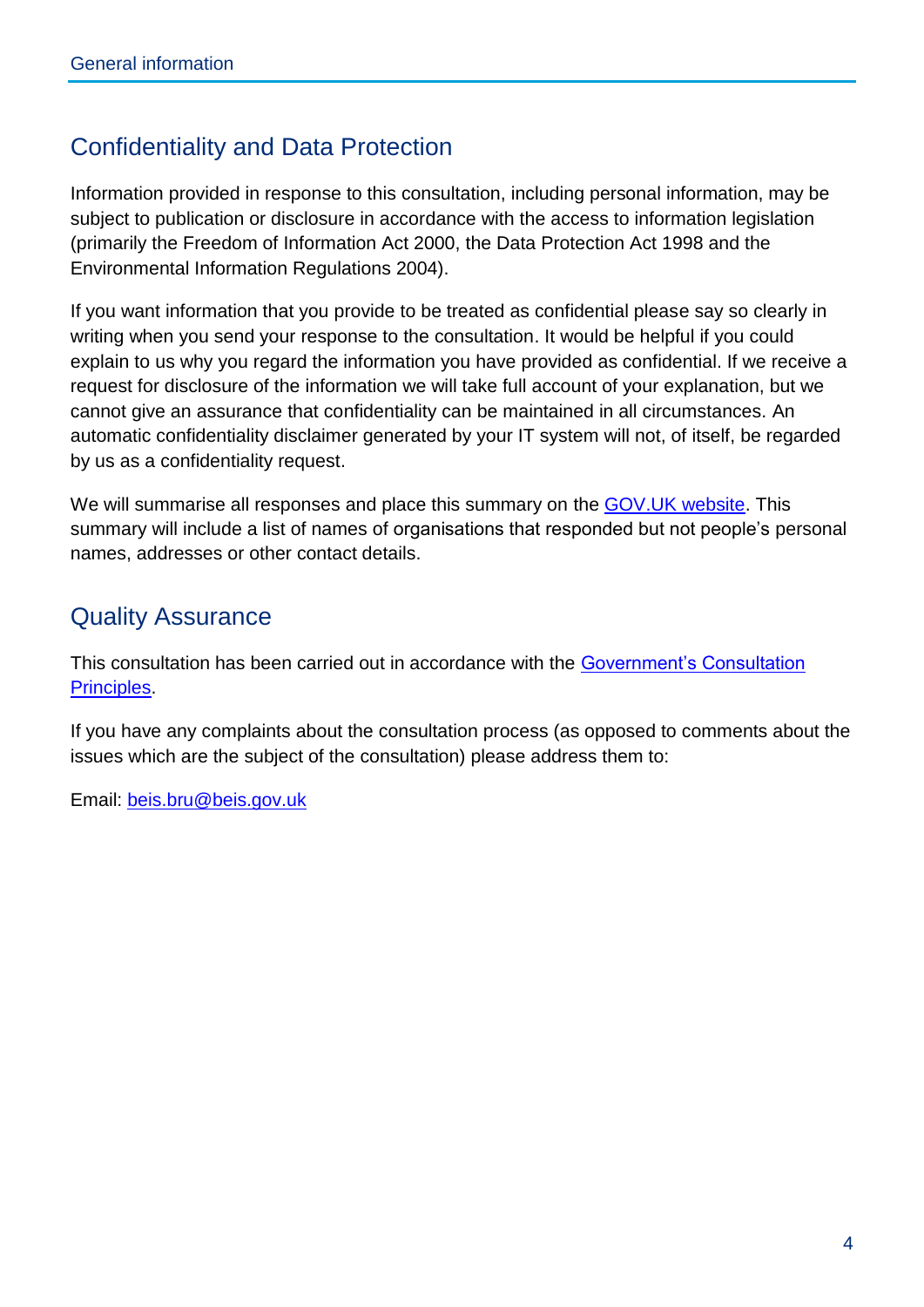## Confidentiality and Data Protection

Information provided in response to this consultation, including personal information, may be subject to publication or disclosure in accordance with the access to information legislation (primarily the Freedom of Information Act 2000, the Data Protection Act 1998 and the Environmental Information Regulations 2004).

If you want information that you provide to be treated as confidential please say so clearly in writing when you send your response to the consultation. It would be helpful if you could explain to us why you regard the information you have provided as confidential. If we receive a request for disclosure of the information we will take full account of your explanation, but we cannot give an assurance that confidentiality can be maintained in all circumstances. An automatic confidentiality disclaimer generated by your IT system will not, of itself, be regarded by us as a confidentiality request.

We will summarise all responses and place this summary on the GOV.UK website. This summary will include a list of names of organisations that responded but not people's personal names, addresses or other contact details.

## Quality Assurance

This consultation has been carried out in accordance with the Government's Consultation Principles.

If you have any complaints about the consultation process (as opposed to comments about the issues which are the subject of the consultation) please address them to:

Email: beis.bru@beis.gov.uk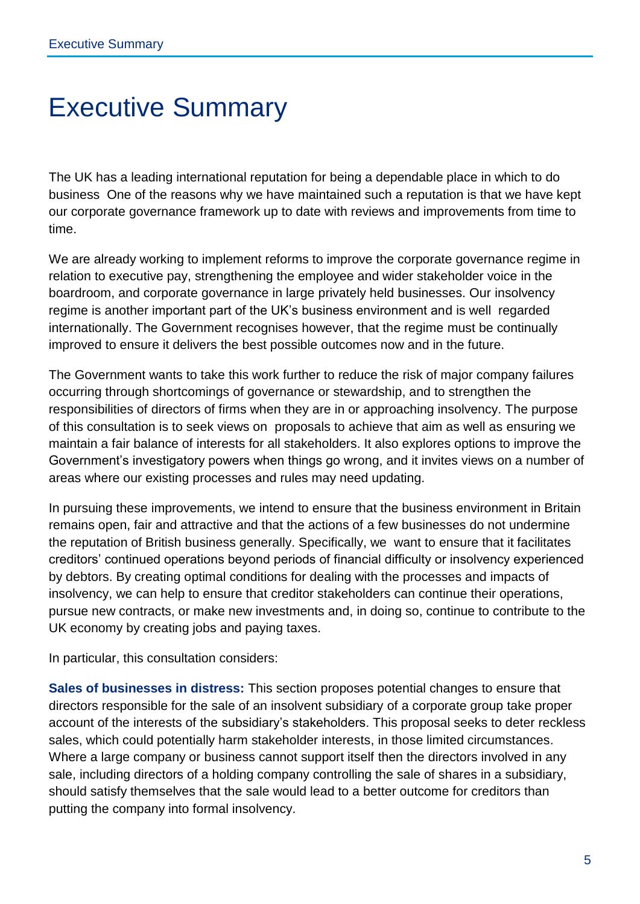# Executive Summary

The UK has a leading international reputation for being a dependable place in which to do business One of the reasons why we have maintained such a reputation is that we have kept our corporate governance framework up to date with reviews and improvements from time to time.

We are already working to implement reforms to improve the corporate governance regime in relation to executive pay, strengthening the employee and wider stakeholder voice in the boardroom, and corporate governance in large privately held businesses. Our insolvency regime is another important part of the UK's business environment and is well regarded internationally. The Government recognises however, that the regime must be continually improved to ensure it delivers the best possible outcomes now and in the future.

The Government wants to take this work further to reduce the risk of major company failures occurring through shortcomings of governance or stewardship, and to strengthen the responsibilities of directors of firms when they are in or approaching insolvency. The purpose of this consultation is to seek views on proposals to achieve that aim as well as ensuring we maintain a fair balance of interests for all stakeholders. It also explores options to improve the Government's investigatory powers when things go wrong, and it invites views on a number of areas where our existing processes and rules may need updating.

In pursuing these improvements, we intend to ensure that the business environment in Britain remains open, fair and attractive and that the actions of a few businesses do not undermine the reputation of British business generally. Specifically, we want to ensure that it facilitates creditors' continued operations beyond periods of financial difficulty or insolvency experienced by debtors. By creating optimal conditions for dealing with the processes and impacts of insolvency, we can help to ensure that creditor stakeholders can continue their operations, pursue new contracts, or make new investments and, in doing so, continue to contribute to the UK economy by creating jobs and paying taxes.

In particular, this consultation considers:

**Sales of businesses in distress:** This section proposes potential changes to ensure that directors responsible for the sale of an insolvent subsidiary of a corporate group take proper account of the interests of the subsidiary's stakeholders. This proposal seeks to deter reckless sales, which could potentially harm stakeholder interests, in those limited circumstances. Where a large company or business cannot support itself then the directors involved in any sale, including directors of a holding company controlling the sale of shares in a subsidiary, should satisfy themselves that the sale would lead to a better outcome for creditors than putting the company into formal insolvency.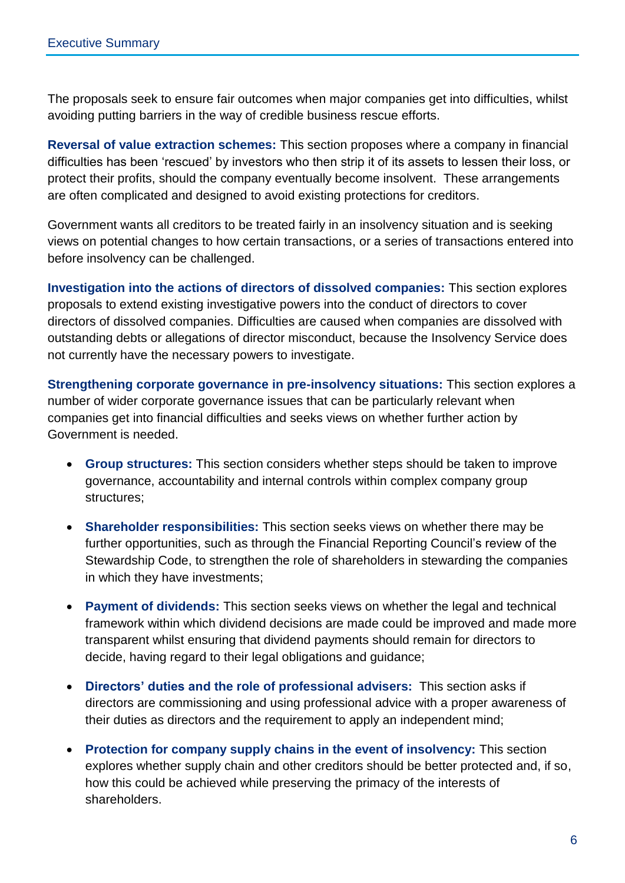The proposals seek to ensure fair outcomes when major companies get into difficulties, whilst avoiding putting barriers in the way of credible business rescue efforts.

**Reversal of value extraction schemes:** This section proposes where a company in financial difficulties has been 'rescued' by investors who then strip it of its assets to lessen their loss, or protect their profits, should the company eventually become insolvent. These arrangements are often complicated and designed to avoid existing protections for creditors.

Government wants all creditors to be treated fairly in an insolvency situation and is seeking views on potential changes to how certain transactions, or a series of transactions entered into before insolvency can be challenged.

**Investigation into the actions of directors of dissolved companies:** This section explores proposals to extend existing investigative powers into the conduct of directors to cover directors of dissolved companies. Difficulties are caused when companies are dissolved with outstanding debts or allegations of director misconduct, because the Insolvency Service does not currently have the necessary powers to investigate.

**Strengthening corporate governance in pre-insolvency situations:** This section explores a number of wider corporate governance issues that can be particularly relevant when companies get into financial difficulties and seeks views on whether further action by Government is needed.

- **Group structures:** This section considers whether steps should be taken to improve governance, accountability and internal controls within complex company group structures;
- **Shareholder responsibilities:** This section seeks views on whether there may be further opportunities, such as through the Financial Reporting Council's review of the Stewardship Code, to strengthen the role of shareholders in stewarding the companies in which they have investments;
- **Payment of dividends:** This section seeks views on whether the legal and technical framework within which dividend decisions are made could be improved and made more transparent whilst ensuring that dividend payments should remain for directors to decide, having regard to their legal obligations and guidance;
- **Directors' duties and the role of professional advisers:** This section asks if directors are commissioning and using professional advice with a proper awareness of their duties as directors and the requirement to apply an independent mind;
- **Protection for company supply chains in the event of insolvency:** This section explores whether supply chain and other creditors should be better protected and, if so, how this could be achieved while preserving the primacy of the interests of shareholders.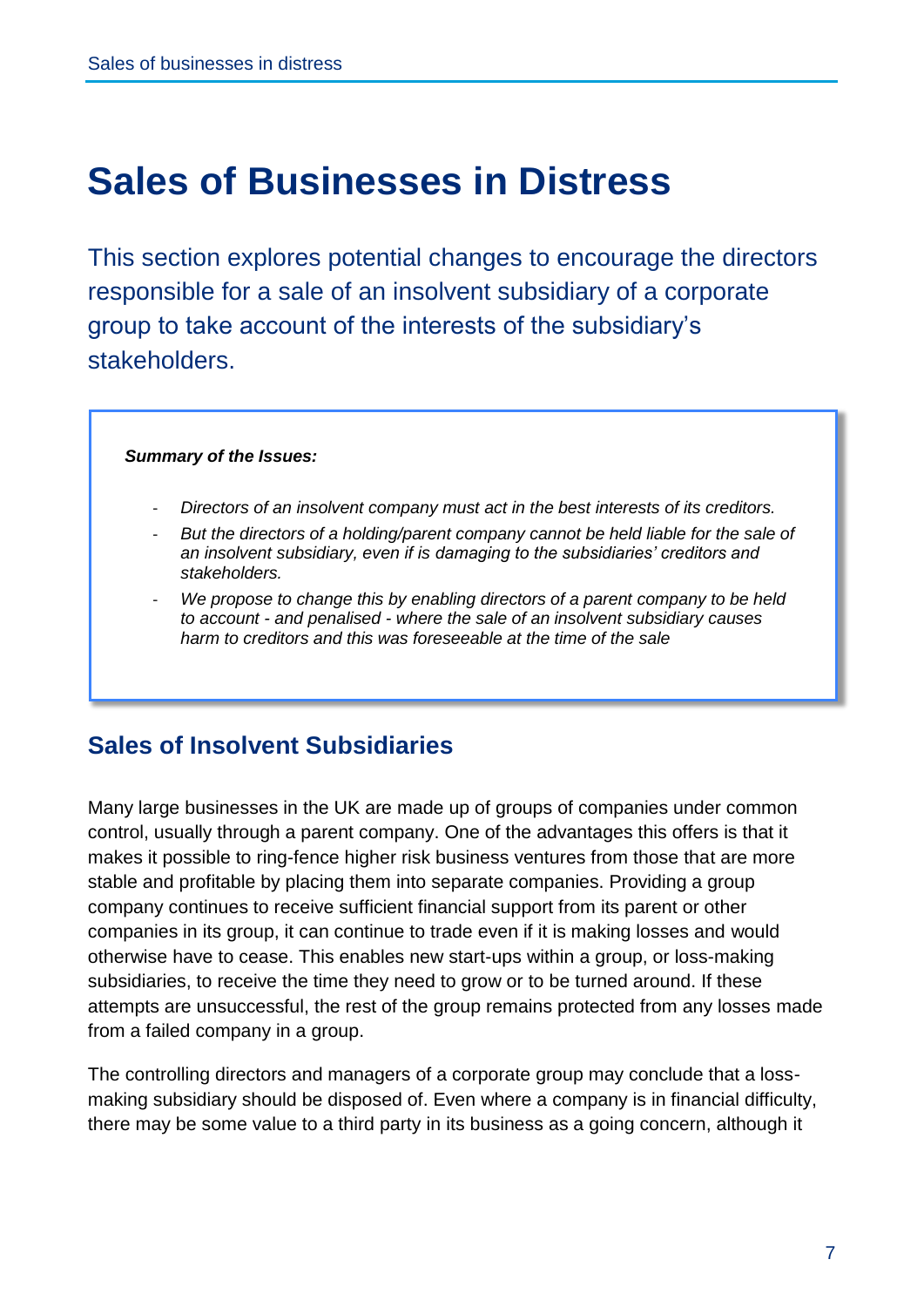# Sales of Businesses in Distress

This section explores potential changes to encourage the directors responsible for a sale of an insolvent subsidiary of a corporate group to take account of the interests of the subsidiary's stakeholders.

> ***Summary of the Issues:***
>
> - *Directors of an insolvent company must act in the best interests of its creditors.*
> - *But the directors of a holding/parent company cannot be held liable for the sale of an insolvent subsidiary, even if is damaging to the subsidiaries' creditors and stakeholders.*
> - *We propose to change this by enabling directors of a parent company to be held to account - and penalised - where the sale of an insolvent subsidiary causes harm to creditors and this was foreseeable at the time of the sale*

## Sales of Insolvent Subsidiaries

Many large businesses in the UK are made up of groups of companies under common control, usually through a parent company. One of the advantages this offers is that it makes it possible to ring-fence higher risk business ventures from those that are more stable and profitable by placing them into separate companies. Providing a group company continues to receive sufficient financial support from its parent or other companies in its group, it can continue to trade even if it is making losses and would otherwise have to cease. This enables new start-ups within a group, or loss-making subsidiaries, to receive the time they need to grow or to be turned around. If these attempts are unsuccessful, the rest of the group remains protected from any losses made from a failed company in a group.

The controlling directors and managers of a corporate group may conclude that a loss-making subsidiary should be disposed of. Even where a company is in financial difficulty, there may be some value to a third party in its business as a going concern, although it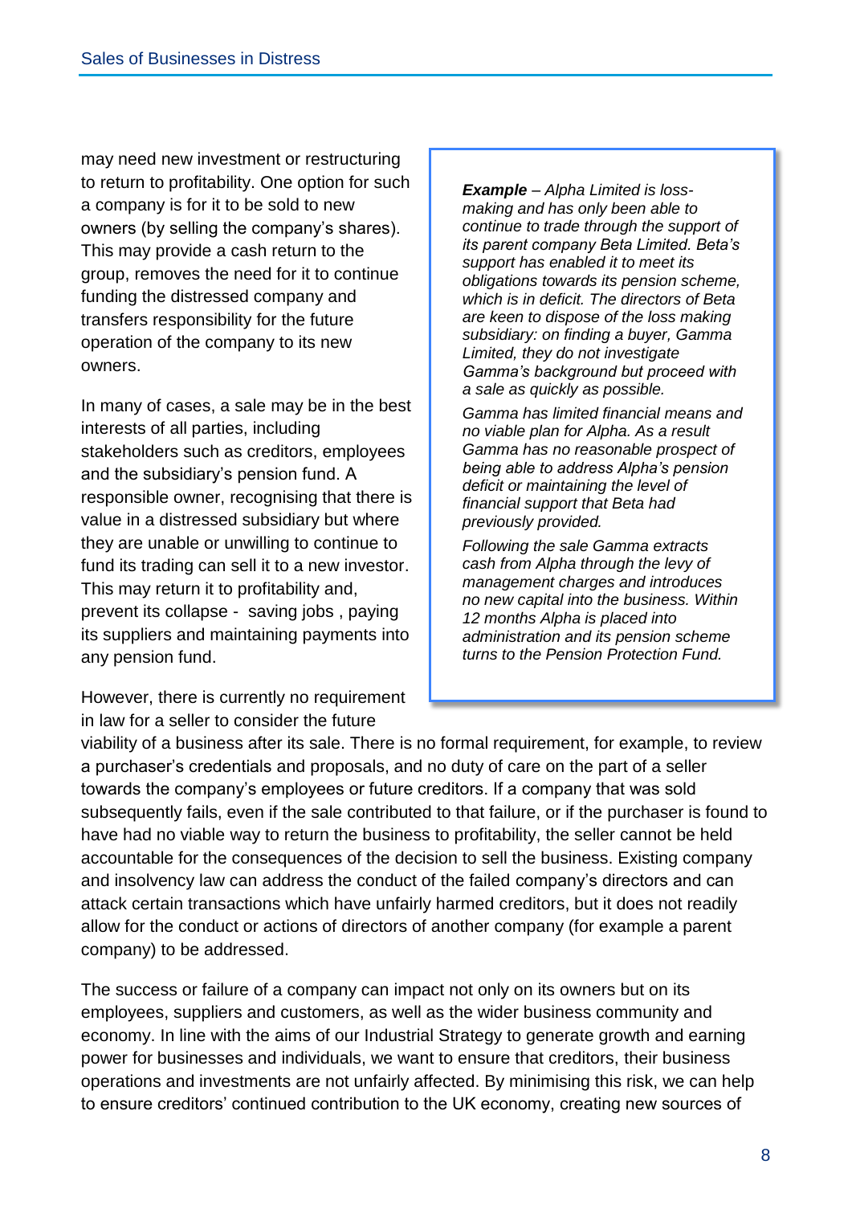may need new investment or restructuring to return to profitability. One option for such a company is for it to be sold to new owners (by selling the company's shares). This may provide a cash return to the group, removes the need for it to continue funding the distressed company and transfers responsibility for the future operation of the company to its new owners.

In many of cases, a sale may be in the best interests of all parties, including stakeholders such as creditors, employees and the subsidiary's pension fund. A responsible owner, recognising that there is value in a distressed subsidiary but where they are unable or unwilling to continue to fund its trading can sell it to a new investor. This may return it to profitability and, prevent its collapse - saving jobs , paying its suppliers and maintaining payments into any pension fund.

> ***Example*** *– Alpha Limited is loss-making and has only been able to continue to trade through the support of its parent company Beta Limited. Beta's support has enabled it to meet its obligations towards its pension scheme, which is in deficit. The directors of Beta are keen to dispose of the loss making subsidiary: on finding a buyer, Gamma Limited, they do not investigate Gamma's background but proceed with a sale as quickly as possible.*
>
> *Gamma has limited financial means and no viable plan for Alpha. As a result Gamma has no reasonable prospect of being able to address Alpha's pension deficit or maintaining the level of financial support that Beta had previously provided.*
>
> *Following the sale Gamma extracts cash from Alpha through the levy of management charges and introduces no new capital into the business. Within 12 months Alpha is placed into administration and its pension scheme turns to the Pension Protection Fund.*

However, there is currently no requirement in law for a seller to consider the future viability of a business after its sale. There is no formal requirement, for example, to review a purchaser's credentials and proposals, and no duty of care on the part of a seller towards the company's employees or future creditors. If a company that was sold subsequently fails, even if the sale contributed to that failure, or if the purchaser is found to have had no viable way to return the business to profitability, the seller cannot be held accountable for the consequences of the decision to sell the business. Existing company and insolvency law can address the conduct of the failed company's directors and can attack certain transactions which have unfairly harmed creditors, but it does not readily allow for the conduct or actions of directors of another company (for example a parent company) to be addressed.

The success or failure of a company can impact not only on its owners but on its employees, suppliers and customers, as well as the wider business community and economy. In line with the aims of our Industrial Strategy to generate growth and earning power for businesses and individuals, we want to ensure that creditors, their business operations and investments are not unfairly affected. By minimising this risk, we can help to ensure creditors' continued contribution to the UK economy, creating new sources of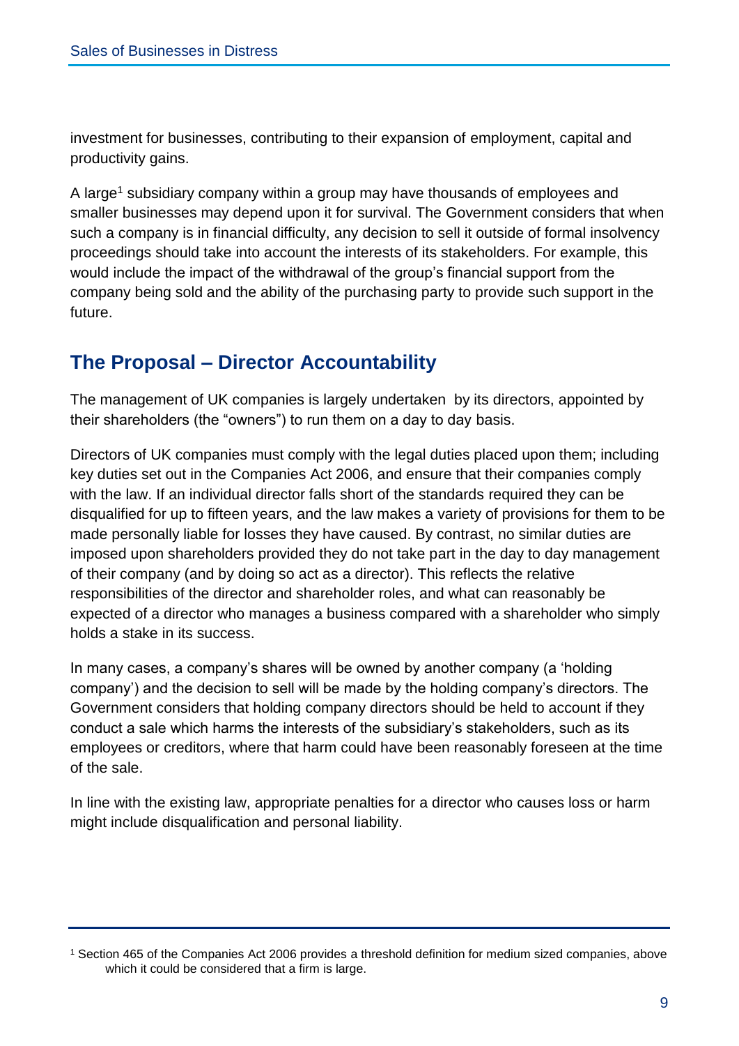investment for businesses, contributing to their expansion of employment, capital and productivity gains.

A large[1] subsidiary company within a group may have thousands of employees and smaller businesses may depend upon it for survival. The Government considers that when such a company is in financial difficulty, any decision to sell it outside of formal insolvency proceedings should take into account the interests of its stakeholders. For example, this would include the impact of the withdrawal of the group's financial support from the company being sold and the ability of the purchasing party to provide such support in the future.

## The Proposal – Director Accountability

The management of UK companies is largely undertaken  by its directors, appointed by their shareholders (the "owners") to run them on a day to day basis.

Directors of UK companies must comply with the legal duties placed upon them; including key duties set out in the Companies Act 2006, and ensure that their companies comply with the law. If an individual director falls short of the standards required they can be disqualified for up to fifteen years, and the law makes a variety of provisions for them to be made personally liable for losses they have caused. By contrast, no similar duties are imposed upon shareholders provided they do not take part in the day to day management of their company (and by doing so act as a director). This reflects the relative responsibilities of the director and shareholder roles, and what can reasonably be expected of a director who manages a business compared with a shareholder who simply holds a stake in its success.

In many cases, a company's shares will be owned by another company (a 'holding company') and the decision to sell will be made by the holding company's directors. The Government considers that holding company directors should be held to account if they conduct a sale which harms the interests of the subsidiary's stakeholders, such as its employees or creditors, where that harm could have been reasonably foreseen at the time of the sale.

In line with the existing law, appropriate penalties for a director who causes loss or harm might include disqualification and personal liability.

[1] Section 465 of the Companies Act 2006 provides a threshold definition for medium sized companies, above which it could be considered that a firm is large.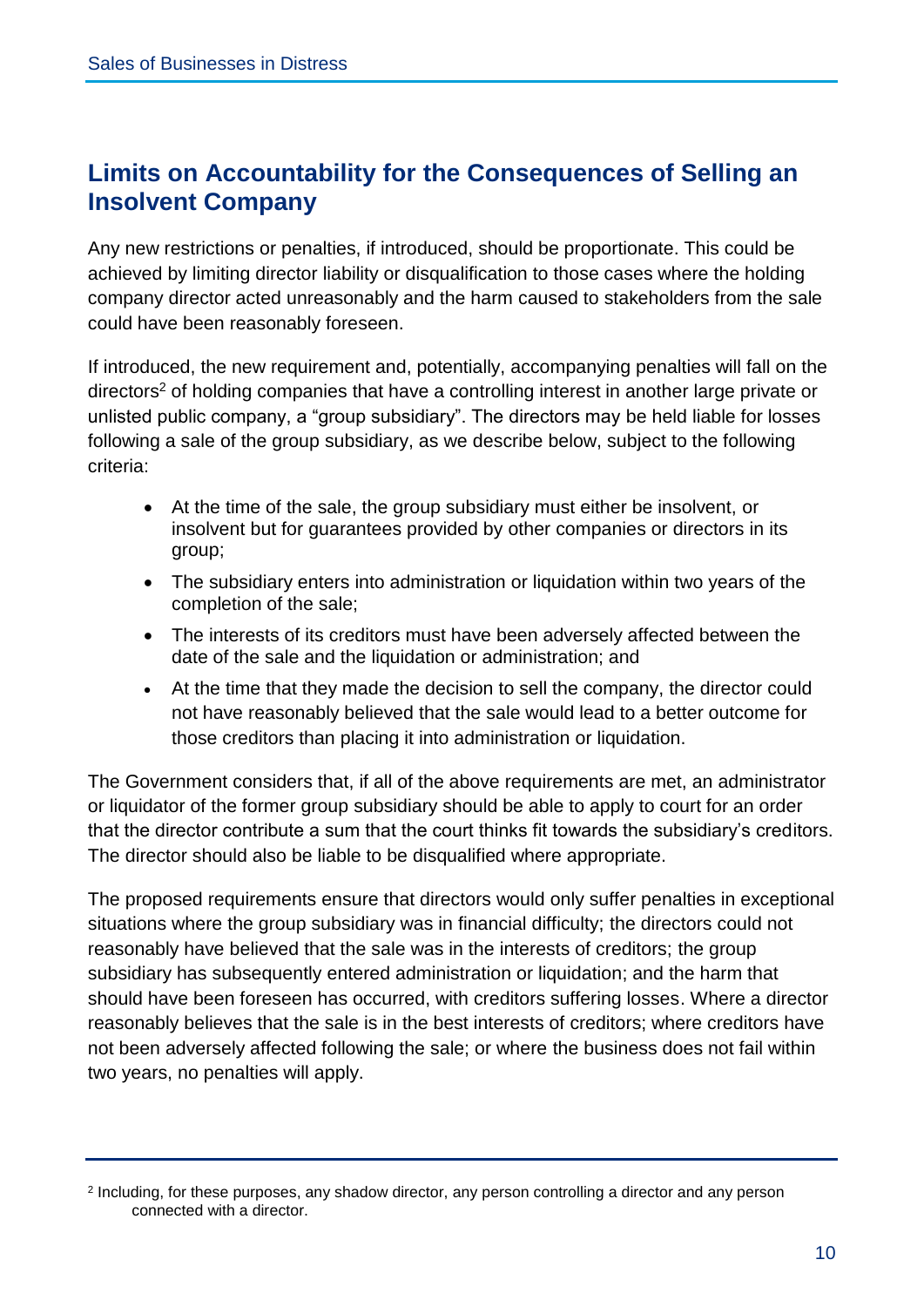## Limits on Accountability for the Consequences of Selling an Insolvent Company

Any new restrictions or penalties, if introduced, should be proportionate. This could be achieved by limiting director liability or disqualification to those cases where the holding company director acted unreasonably and the harm caused to stakeholders from the sale could have been reasonably foreseen.

If introduced, the new requirement and, potentially, accompanying penalties will fall on the directors[2] of holding companies that have a controlling interest in another large private or unlisted public company, a "group subsidiary". The directors may be held liable for losses following a sale of the group subsidiary, as we describe below, subject to the following criteria:

- At the time of the sale, the group subsidiary must either be insolvent, or insolvent but for guarantees provided by other companies or directors in its group;
- The subsidiary enters into administration or liquidation within two years of the completion of the sale;
- The interests of its creditors must have been adversely affected between the date of the sale and the liquidation or administration; and
- At the time that they made the decision to sell the company, the director could not have reasonably believed that the sale would lead to a better outcome for those creditors than placing it into administration or liquidation.

The Government considers that, if all of the above requirements are met, an administrator or liquidator of the former group subsidiary should be able to apply to court for an order that the director contribute a sum that the court thinks fit towards the subsidiary's creditors. The director should also be liable to be disqualified where appropriate.

The proposed requirements ensure that directors would only suffer penalties in exceptional situations where the group subsidiary was in financial difficulty; the directors could not reasonably have believed that the sale was in the interests of creditors; the group subsidiary has subsequently entered administration or liquidation; and the harm that should have been foreseen has occurred, with creditors suffering losses. Where a director reasonably believes that the sale is in the best interests of creditors; where creditors have not been adversely affected following the sale; or where the business does not fail within two years, no penalties will apply.

[2] Including, for these purposes, any shadow director, any person controlling a director and any person connected with a director.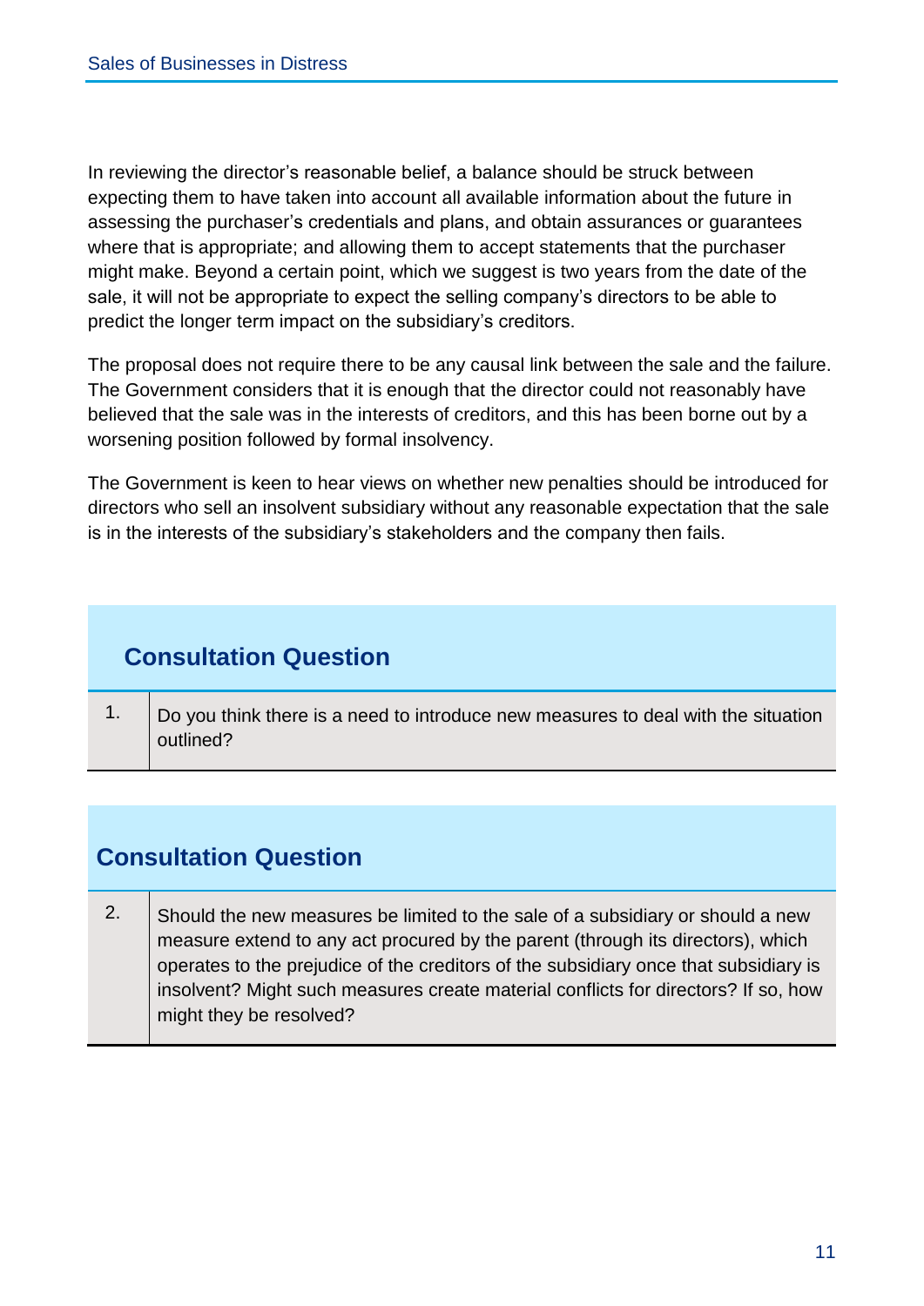In reviewing the director's reasonable belief, a balance should be struck between expecting them to have taken into account all available information about the future in assessing the purchaser's credentials and plans, and obtain assurances or guarantees where that is appropriate; and allowing them to accept statements that the purchaser might make. Beyond a certain point, which we suggest is two years from the date of the sale, it will not be appropriate to expect the selling company's directors to be able to predict the longer term impact on the subsidiary's creditors.

The proposal does not require there to be any causal link between the sale and the failure. The Government considers that it is enough that the director could not reasonably have believed that the sale was in the interests of creditors, and this has been borne out by a worsening position followed by formal insolvency.

The Government is keen to hear views on whether new penalties should be introduced for directors who sell an insolvent subsidiary without any reasonable expectation that the sale is in the interests of the subsidiary's stakeholders and the company then fails.

### Consultation Question

| | |
|---|---|
| 1. | Do you think there is a need to introduce new measures to deal with the situation outlined? |

### Consultation Question

| | |
|---|---|
| 2. | Should the new measures be limited to the sale of a subsidiary or should a new measure extend to any act procured by the parent (through its directors), which operates to the prejudice of the creditors of the subsidiary once that subsidiary is insolvent? Might such measures create material conflicts for directors? If so, how might they be resolved? |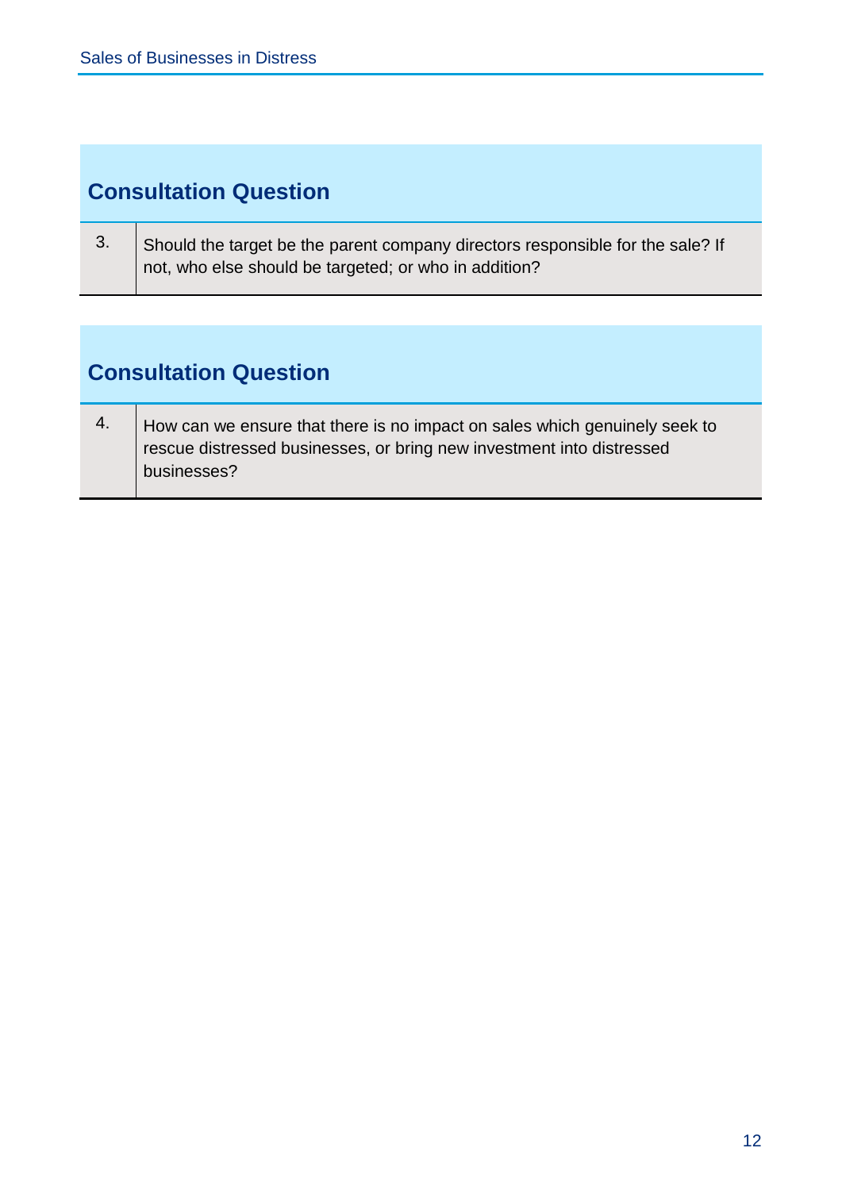## Consultation Question

| | |
|---|---|
| 3. | Should the target be the parent company directors responsible for the sale? If not, who else should be targeted; or who in addition? |

## Consultation Question

| | |
|---|---|
| 4. | How can we ensure that there is no impact on sales which genuinely seek to rescue distressed businesses, or bring new investment into distressed businesses? |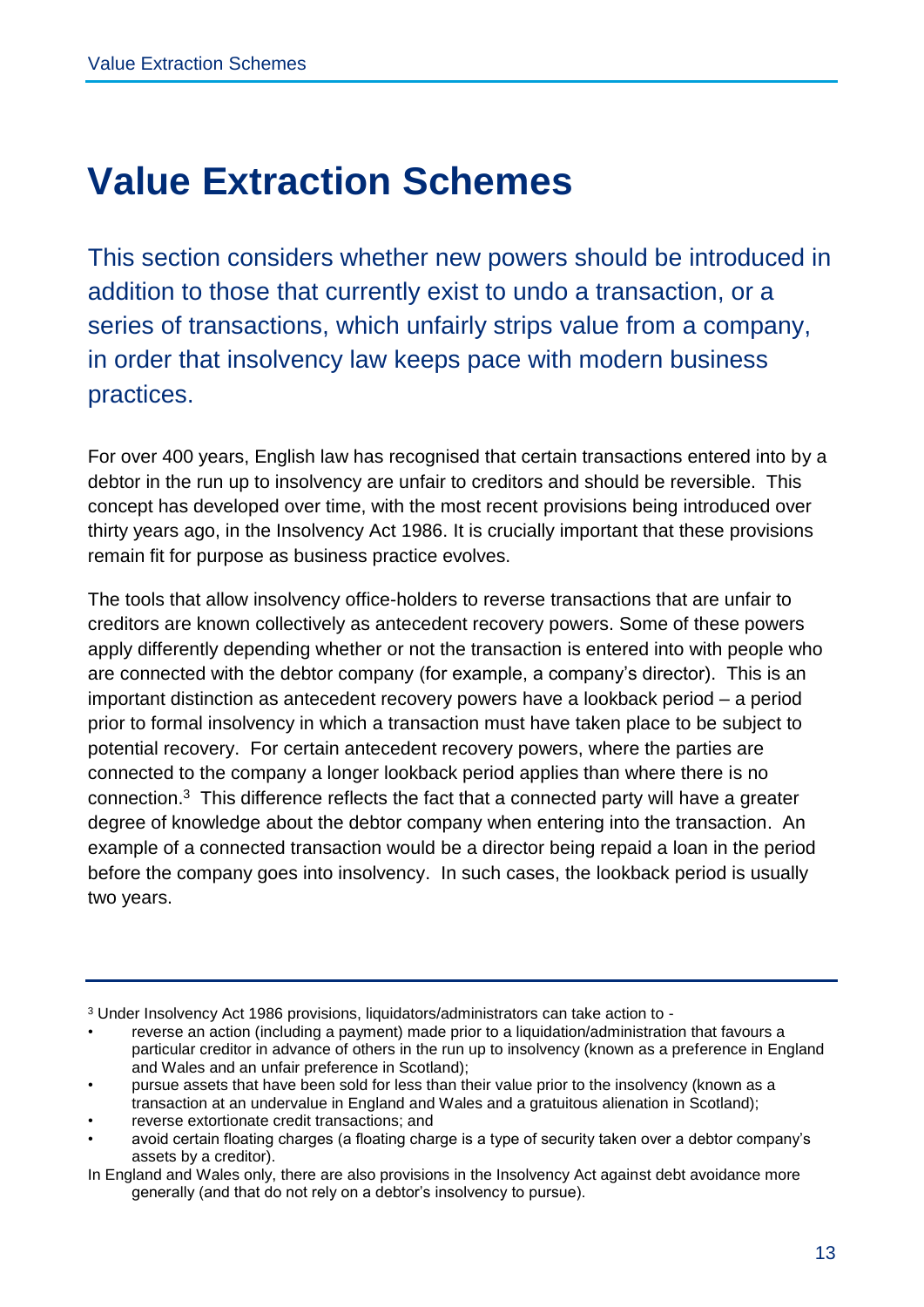# Value Extraction Schemes

This section considers whether new powers should be introduced in addition to those that currently exist to undo a transaction, or a series of transactions, which unfairly strips value from a company, in order that insolvency law keeps pace with modern business practices.

For over 400 years, English law has recognised that certain transactions entered into by a debtor in the run up to insolvency are unfair to creditors and should be reversible. This concept has developed over time, with the most recent provisions being introduced over thirty years ago, in the Insolvency Act 1986. It is crucially important that these provisions remain fit for purpose as business practice evolves.

The tools that allow insolvency office-holders to reverse transactions that are unfair to creditors are known collectively as antecedent recovery powers. Some of these powers apply differently depending whether or not the transaction is entered into with people who are connected with the debtor company (for example, a company's director). This is an important distinction as antecedent recovery powers have a lookback period – a period prior to formal insolvency in which a transaction must have taken place to be subject to potential recovery. For certain antecedent recovery powers, where the parties are connected to the company a longer lookback period applies than where there is no connection.[3] This difference reflects the fact that a connected party will have a greater degree of knowledge about the debtor company when entering into the transaction. An example of a connected transaction would be a director being repaid a loan in the period before the company goes into insolvency. In such cases, the lookback period is usually two years.

---

[3] Under Insolvency Act 1986 provisions, liquidators/administrators can take action to -

- reverse an action (including a payment) made prior to a liquidation/administration that favours a particular creditor in advance of others in the run up to insolvency (known as a preference in England and Wales and an unfair preference in Scotland);
- pursue assets that have been sold for less than their value prior to the insolvency (known as a transaction at an undervalue in England and Wales and a gratuitous alienation in Scotland);
- reverse extortionate credit transactions; and
- avoid certain floating charges (a floating charge is a type of security taken over a debtor company's assets by a creditor).

In England and Wales only, there are also provisions in the Insolvency Act against debt avoidance more generally (and that do not rely on a debtor's insolvency to pursue).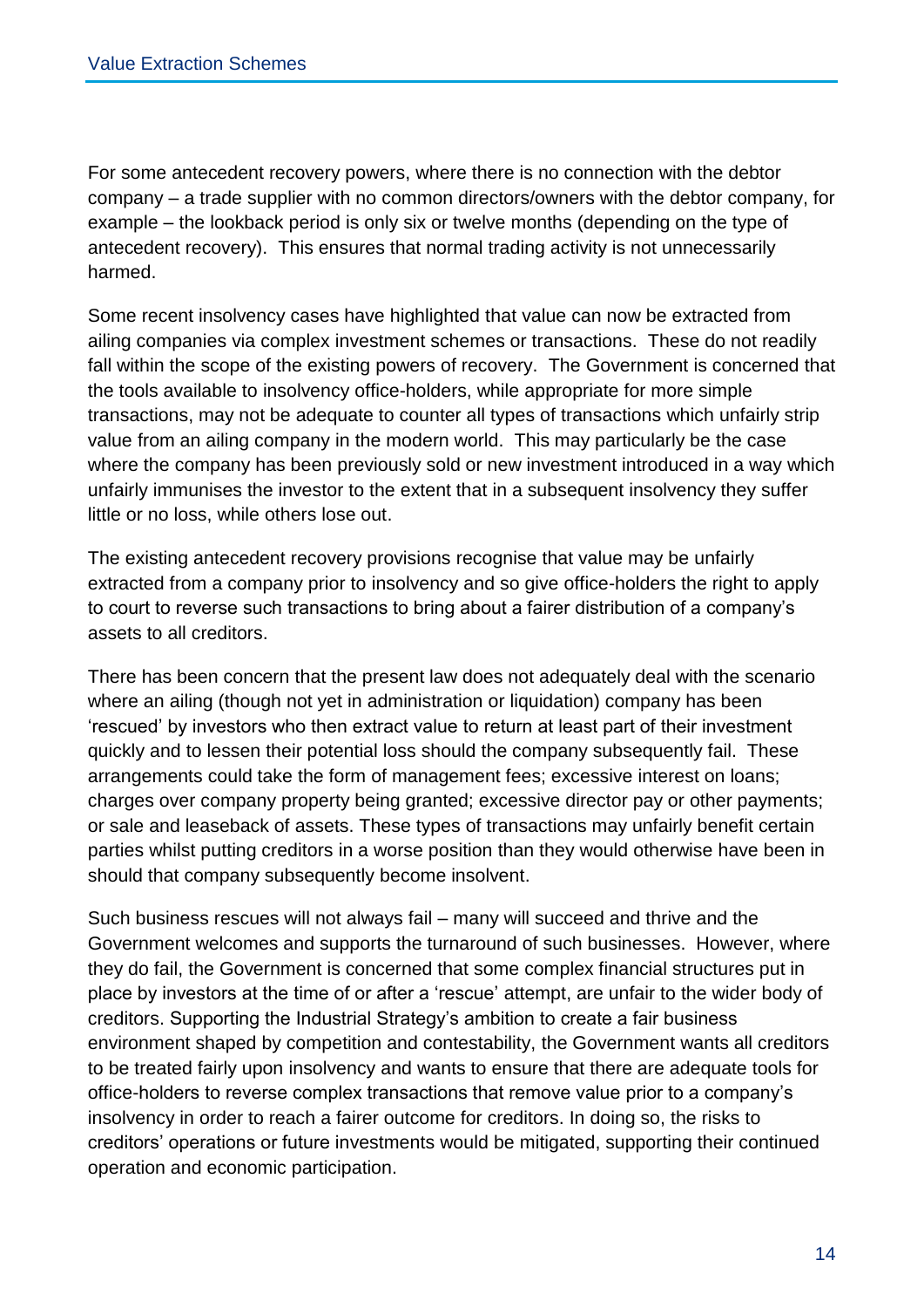For some antecedent recovery powers, where there is no connection with the debtor company – a trade supplier with no common directors/owners with the debtor company, for example – the lookback period is only six or twelve months (depending on the type of antecedent recovery). This ensures that normal trading activity is not unnecessarily harmed.

Some recent insolvency cases have highlighted that value can now be extracted from ailing companies via complex investment schemes or transactions. These do not readily fall within the scope of the existing powers of recovery. The Government is concerned that the tools available to insolvency office-holders, while appropriate for more simple transactions, may not be adequate to counter all types of transactions which unfairly strip value from an ailing company in the modern world. This may particularly be the case where the company has been previously sold or new investment introduced in a way which unfairly immunises the investor to the extent that in a subsequent insolvency they suffer little or no loss, while others lose out.

The existing antecedent recovery provisions recognise that value may be unfairly extracted from a company prior to insolvency and so give office-holders the right to apply to court to reverse such transactions to bring about a fairer distribution of a company's assets to all creditors.

There has been concern that the present law does not adequately deal with the scenario where an ailing (though not yet in administration or liquidation) company has been 'rescued' by investors who then extract value to return at least part of their investment quickly and to lessen their potential loss should the company subsequently fail. These arrangements could take the form of management fees; excessive interest on loans; charges over company property being granted; excessive director pay or other payments; or sale and leaseback of assets. These types of transactions may unfairly benefit certain parties whilst putting creditors in a worse position than they would otherwise have been in should that company subsequently become insolvent.

Such business rescues will not always fail – many will succeed and thrive and the Government welcomes and supports the turnaround of such businesses. However, where they do fail, the Government is concerned that some complex financial structures put in place by investors at the time of or after a 'rescue' attempt, are unfair to the wider body of creditors. Supporting the Industrial Strategy's ambition to create a fair business environment shaped by competition and contestability, the Government wants all creditors to be treated fairly upon insolvency and wants to ensure that there are adequate tools for office-holders to reverse complex transactions that remove value prior to a company's insolvency in order to reach a fairer outcome for creditors. In doing so, the risks to creditors' operations or future investments would be mitigated, supporting their continued operation and economic participation.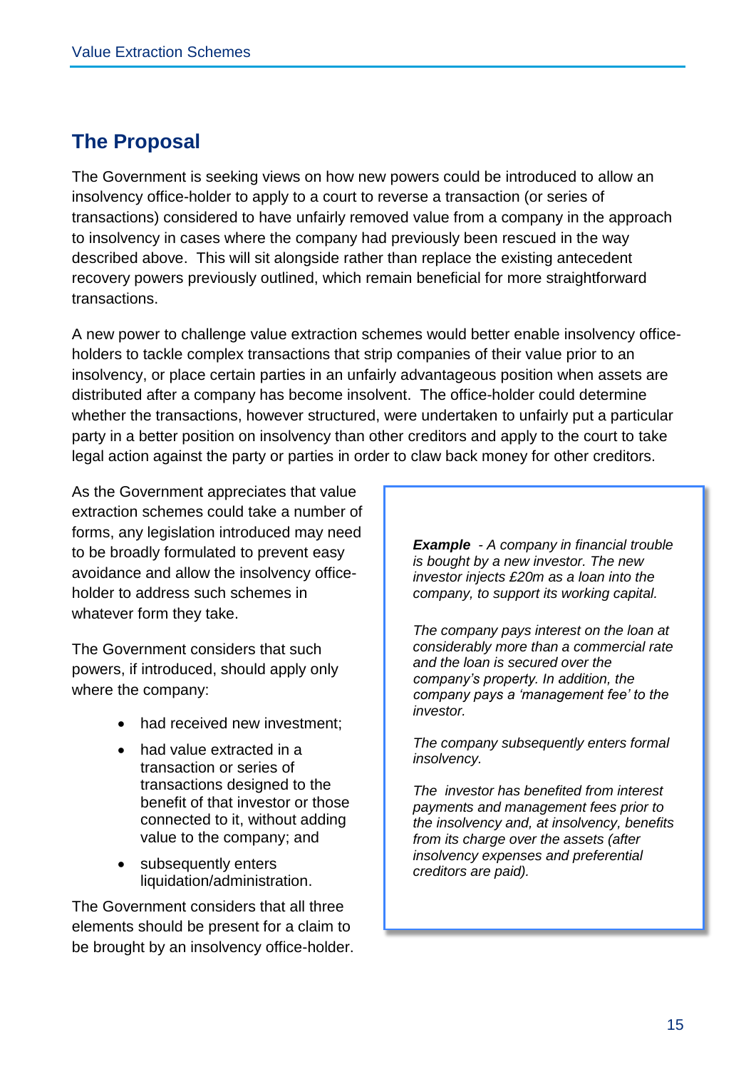## The Proposal

The Government is seeking views on how new powers could be introduced to allow an insolvency office-holder to apply to a court to reverse a transaction (or series of transactions) considered to have unfairly removed value from a company in the approach to insolvency in cases where the company had previously been rescued in the way described above. This will sit alongside rather than replace the existing antecedent recovery powers previously outlined, which remain beneficial for more straightforward transactions.

A new power to challenge value extraction schemes would better enable insolvency office-holders to tackle complex transactions that strip companies of their value prior to an insolvency, or place certain parties in an unfairly advantageous position when assets are distributed after a company has become insolvent. The office-holder could determine whether the transactions, however structured, were undertaken to unfairly put a particular party in a better position on insolvency than other creditors and apply to the court to take legal action against the party or parties in order to claw back money for other creditors.

As the Government appreciates that value extraction schemes could take a number of forms, any legislation introduced may need to be broadly formulated to prevent easy avoidance and allow the insolvency office-holder to address such schemes in whatever form they take.

The Government considers that such powers, if introduced, should apply only where the company:

- had received new investment;
- had value extracted in a transaction or series of transactions designed to the benefit of that investor or those connected to it, without adding value to the company; and
- subsequently enters liquidation/administration.

The Government considers that all three elements should be present for a claim to be brought by an insolvency office-holder.

> ***Example*** *- A company in financial trouble is bought by a new investor. The new investor injects £20m as a loan into the company, to support its working capital.*
>
> *The company pays interest on the loan at considerably more than a commercial rate and the loan is secured over the company's property. In addition, the company pays a 'management fee' to the investor.*
>
> *The company subsequently enters formal insolvency.*
>
> *The investor has benefited from interest payments and management fees prior to the insolvency and, at insolvency, benefits from its charge over the assets (after insolvency expenses and preferential creditors are paid).*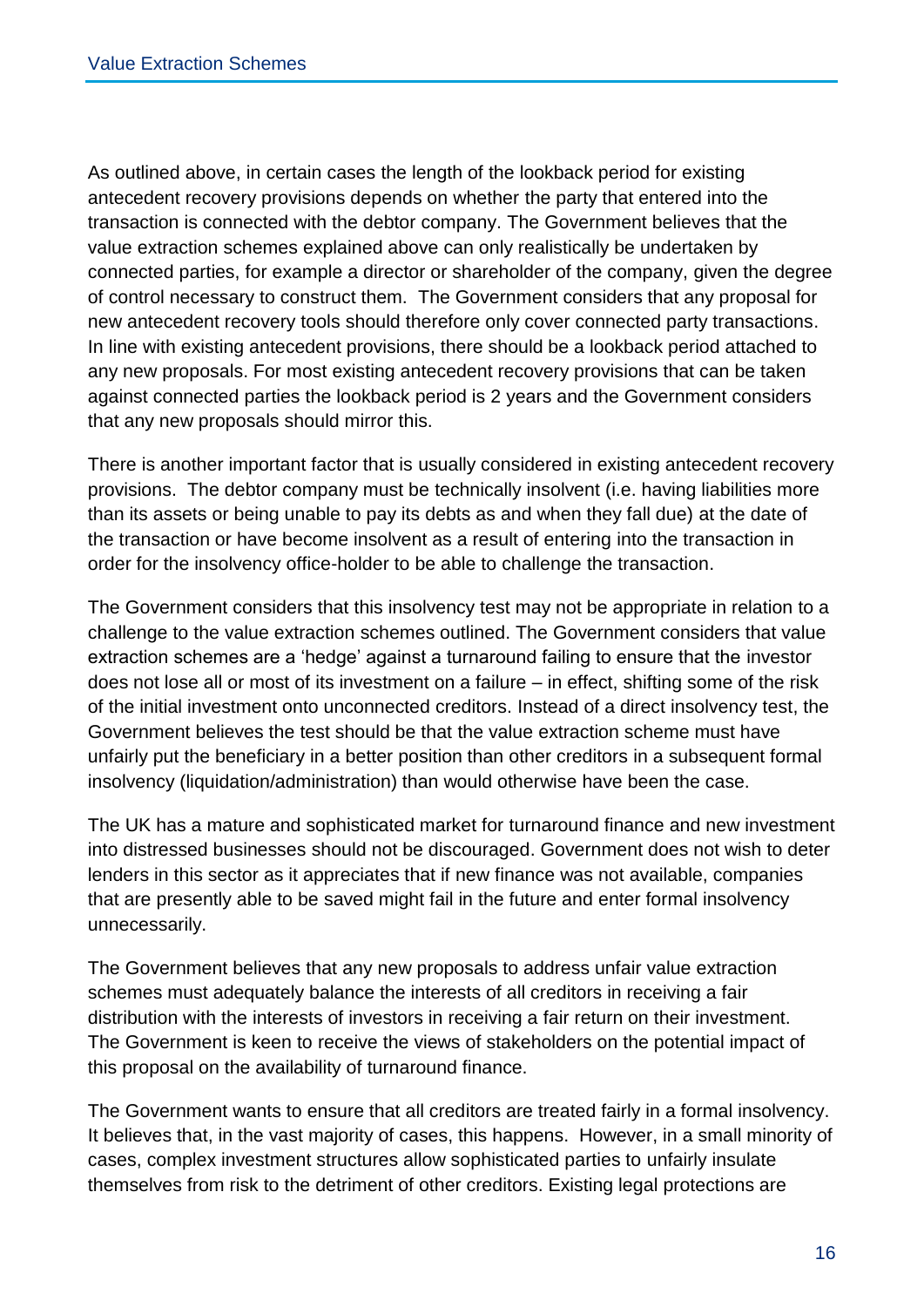As outlined above, in certain cases the length of the lookback period for existing antecedent recovery provisions depends on whether the party that entered into the transaction is connected with the debtor company. The Government believes that the value extraction schemes explained above can only realistically be undertaken by connected parties, for example a director or shareholder of the company, given the degree of control necessary to construct them. The Government considers that any proposal for new antecedent recovery tools should therefore only cover connected party transactions. In line with existing antecedent provisions, there should be a lookback period attached to any new proposals. For most existing antecedent recovery provisions that can be taken against connected parties the lookback period is 2 years and the Government considers that any new proposals should mirror this.

There is another important factor that is usually considered in existing antecedent recovery provisions. The debtor company must be technically insolvent (i.e. having liabilities more than its assets or being unable to pay its debts as and when they fall due) at the date of the transaction or have become insolvent as a result of entering into the transaction in order for the insolvency office-holder to be able to challenge the transaction.

The Government considers that this insolvency test may not be appropriate in relation to a challenge to the value extraction schemes outlined. The Government considers that value extraction schemes are a 'hedge' against a turnaround failing to ensure that the investor does not lose all or most of its investment on a failure – in effect, shifting some of the risk of the initial investment onto unconnected creditors. Instead of a direct insolvency test, the Government believes the test should be that the value extraction scheme must have unfairly put the beneficiary in a better position than other creditors in a subsequent formal insolvency (liquidation/administration) than would otherwise have been the case.

The UK has a mature and sophisticated market for turnaround finance and new investment into distressed businesses should not be discouraged. Government does not wish to deter lenders in this sector as it appreciates that if new finance was not available, companies that are presently able to be saved might fail in the future and enter formal insolvency unnecessarily.

The Government believes that any new proposals to address unfair value extraction schemes must adequately balance the interests of all creditors in receiving a fair distribution with the interests of investors in receiving a fair return on their investment. The Government is keen to receive the views of stakeholders on the potential impact of this proposal on the availability of turnaround finance.

The Government wants to ensure that all creditors are treated fairly in a formal insolvency. It believes that, in the vast majority of cases, this happens. However, in a small minority of cases, complex investment structures allow sophisticated parties to unfairly insulate themselves from risk to the detriment of other creditors. Existing legal protections are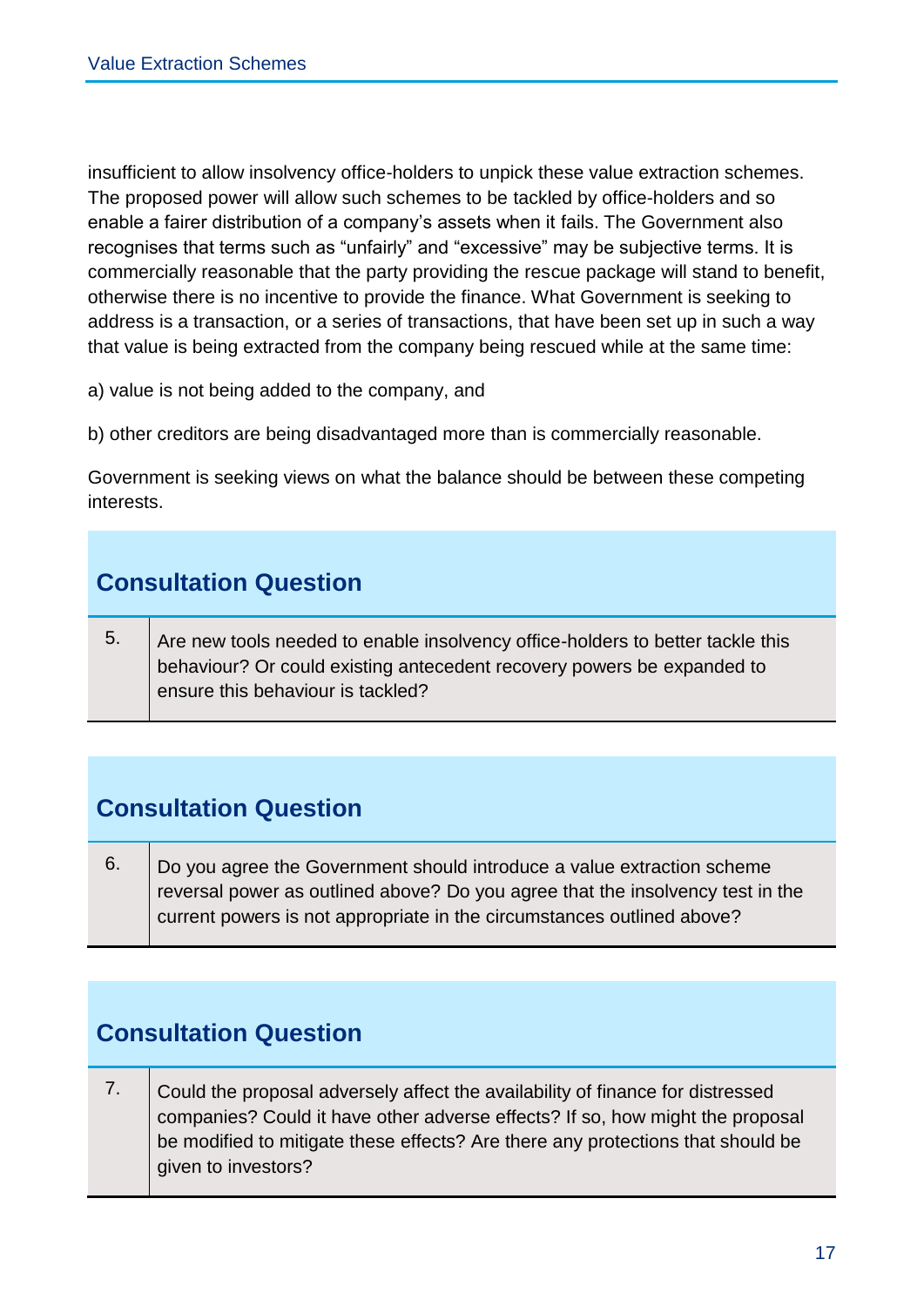insufficient to allow insolvency office-holders to unpick these value extraction schemes. The proposed power will allow such schemes to be tackled by office-holders and so enable a fairer distribution of a company's assets when it fails. The Government also recognises that terms such as "unfairly" and "excessive" may be subjective terms. It is commercially reasonable that the party providing the rescue package will stand to benefit, otherwise there is no incentive to provide the finance. What Government is seeking to address is a transaction, or a series of transactions, that have been set up in such a way that value is being extracted from the company being rescued while at the same time:

a) value is not being added to the company, and

b) other creditors are being disadvantaged more than is commercially reasonable.

Government is seeking views on what the balance should be between these competing interests.

## Consultation Question

| | |
|---|---|
| 5. | Are new tools needed to enable insolvency office-holders to better tackle this behaviour? Or could existing antecedent recovery powers be expanded to ensure this behaviour is tackled? |

## Consultation Question

| | |
|---|---|
| 6. | Do you agree the Government should introduce a value extraction scheme reversal power as outlined above? Do you agree that the insolvency test in the current powers is not appropriate in the circumstances outlined above? |

## Consultation Question

| | |
|---|---|
| 7. | Could the proposal adversely affect the availability of finance for distressed companies? Could it have other adverse effects? If so, how might the proposal be modified to mitigate these effects? Are there any protections that should be given to investors? |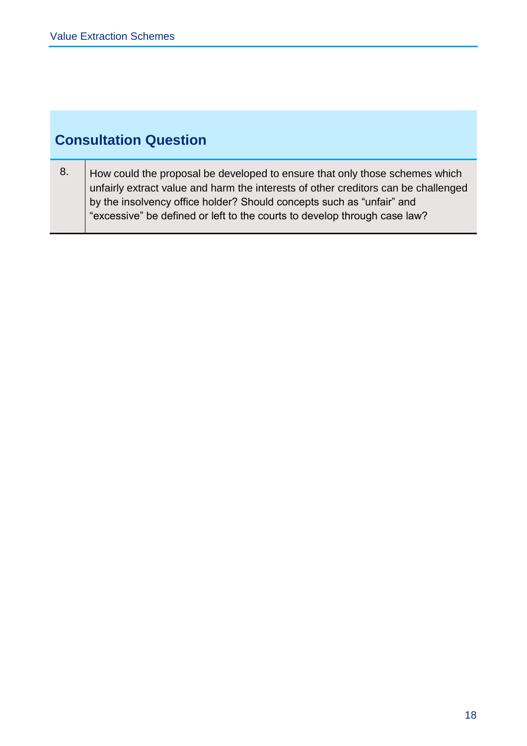## Consultation Question

| | |
|---|---|
| 8. | How could the proposal be developed to ensure that only those schemes which unfairly extract value and harm the interests of other creditors can be challenged by the insolvency office holder? Should concepts such as "unfair" and "excessive" be defined or left to the courts to develop through case law? |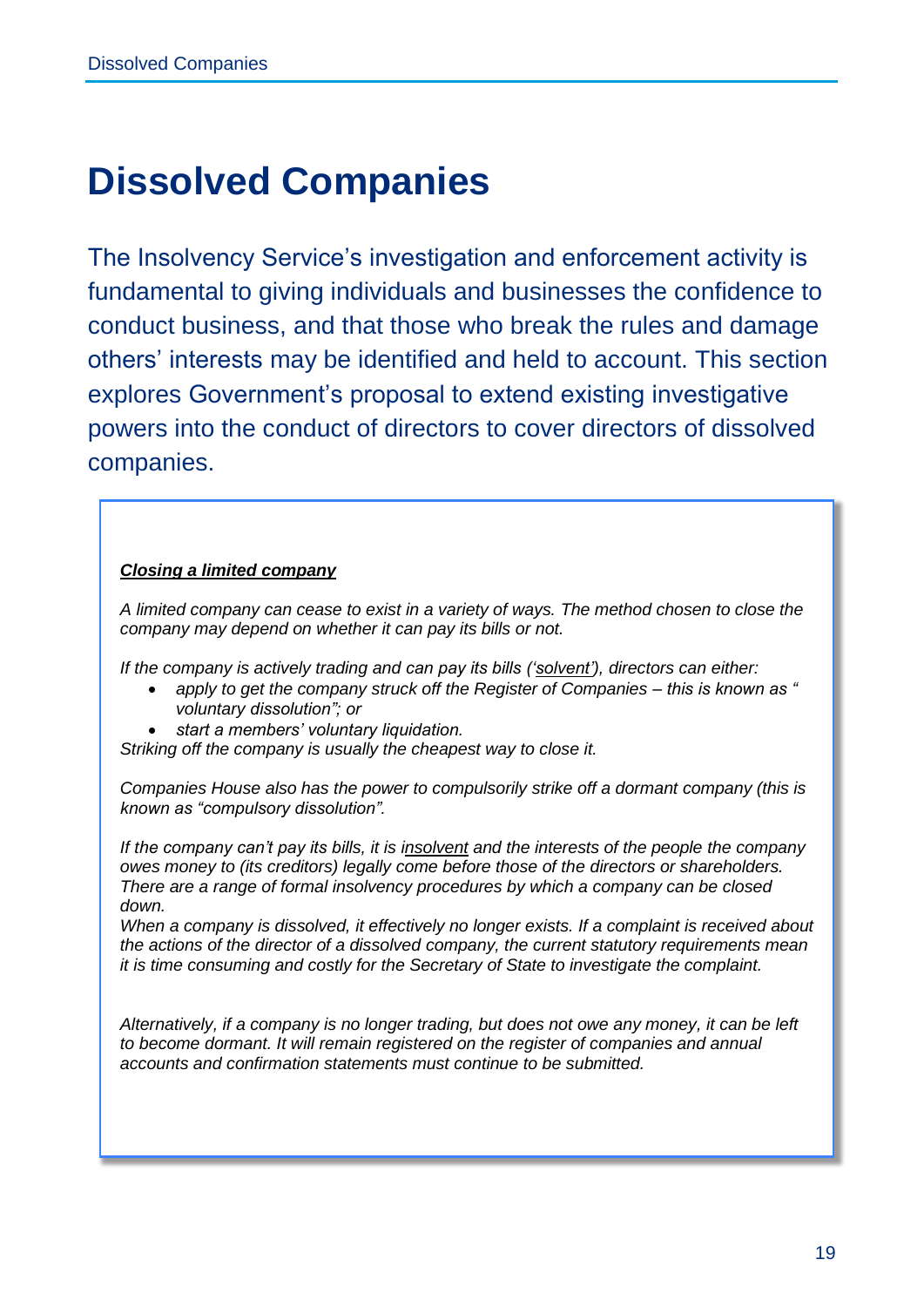# Dissolved Companies

The Insolvency Service's investigation and enforcement activity is fundamental to giving individuals and businesses the confidence to conduct business, and that those who break the rules and damage others' interests may be identified and held to account. This section explores Government's proposal to extend existing investigative powers into the conduct of directors to cover directors of dissolved companies.

***Closing a limited company***

*A limited company can cease to exist in a variety of ways. The method chosen to close the company may depend on whether it can pay its bills or not.*

*If the company is actively trading and can pay its bills ('solvent'), directors can either:*

- *apply to get the company struck off the Register of Companies – this is known as " voluntary dissolution"; or*
- *start a members' voluntary liquidation.*

*Striking off the company is usually the cheapest way to close it.*

*Companies House also has the power to compulsorily strike off a dormant company (this is known as "compulsory dissolution".*

*If the company can't pay its bills, it is insolvent and the interests of the people the company owes money to (its creditors) legally come before those of the directors or shareholders. There are a range of formal insolvency procedures by which a company can be closed down.*

*When a company is dissolved, it effectively no longer exists. If a complaint is received about the actions of the director of a dissolved company, the current statutory requirements mean it is time consuming and costly for the Secretary of State to investigate the complaint.*

*Alternatively, if a company is no longer trading, but does not owe any money, it can be left to become dormant. It will remain registered on the register of companies and annual accounts and confirmation statements must continue to be submitted.*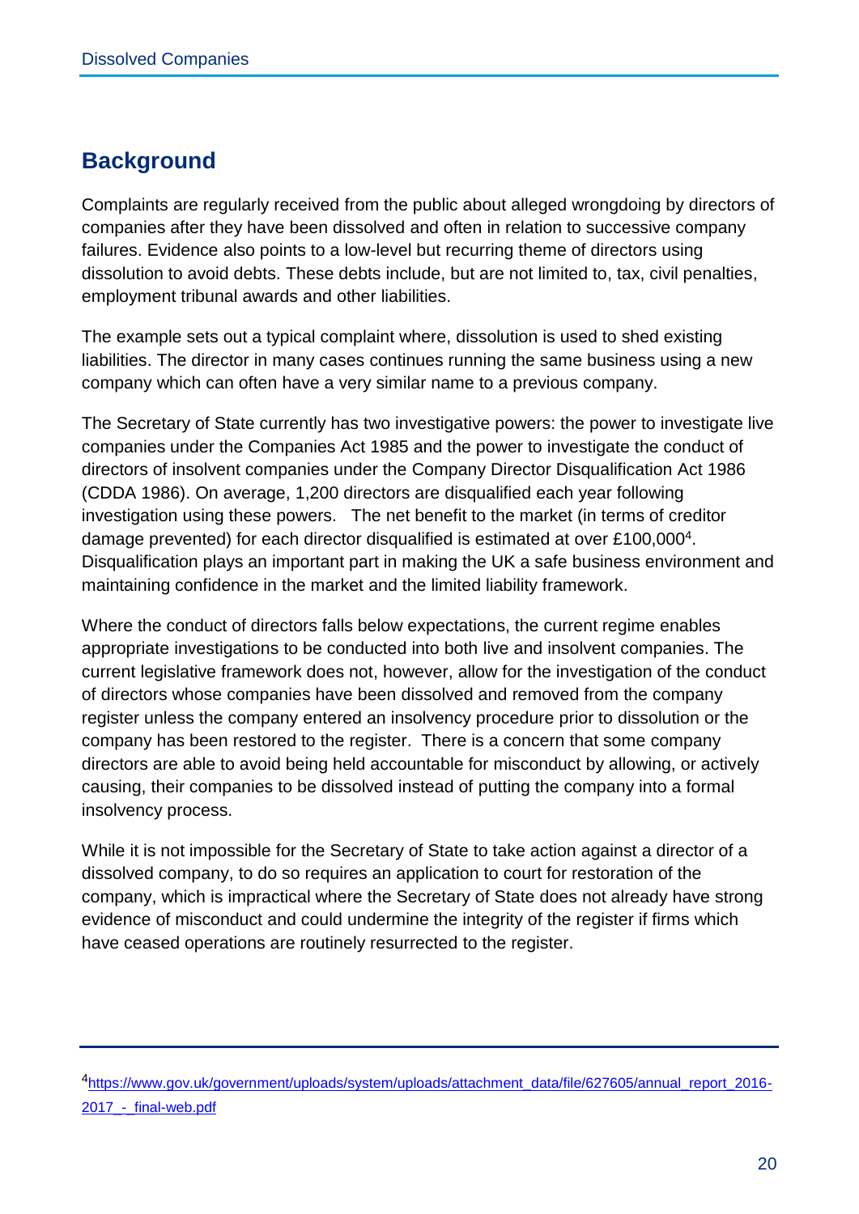## Background

Complaints are regularly received from the public about alleged wrongdoing by directors of companies after they have been dissolved and often in relation to successive company failures. Evidence also points to a low-level but recurring theme of directors using dissolution to avoid debts. These debts include, but are not limited to, tax, civil penalties, employment tribunal awards and other liabilities.

The example sets out a typical complaint where, dissolution is used to shed existing liabilities. The director in many cases continues running the same business using a new company which can often have a very similar name to a previous company.

The Secretary of State currently has two investigative powers: the power to investigate live companies under the Companies Act 1985 and the power to investigate the conduct of directors of insolvent companies under the Company Director Disqualification Act 1986 (CDDA 1986). On average, 1,200 directors are disqualified each year following investigation using these powers. The net benefit to the market (in terms of creditor damage prevented) for each director disqualified is estimated at over £100,000[4]. Disqualification plays an important part in making the UK a safe business environment and maintaining confidence in the market and the limited liability framework.

Where the conduct of directors falls below expectations, the current regime enables appropriate investigations to be conducted into both live and insolvent companies. The current legislative framework does not, however, allow for the investigation of the conduct of directors whose companies have been dissolved and removed from the company register unless the company entered an insolvency procedure prior to dissolution or the company has been restored to the register. There is a concern that some company directors are able to avoid being held accountable for misconduct by allowing, or actively causing, their companies to be dissolved instead of putting the company into a formal insolvency process.

While it is not impossible for the Secretary of State to take action against a director of a dissolved company, to do so requires an application to court for restoration of the company, which is impractical where the Secretary of State does not already have strong evidence of misconduct and could undermine the integrity of the register if firms which have ceased operations are routinely resurrected to the register.

[4] https://www.gov.uk/government/uploads/system/uploads/attachment_data/file/627605/annual_report_2016-2017_-_final-web.pdf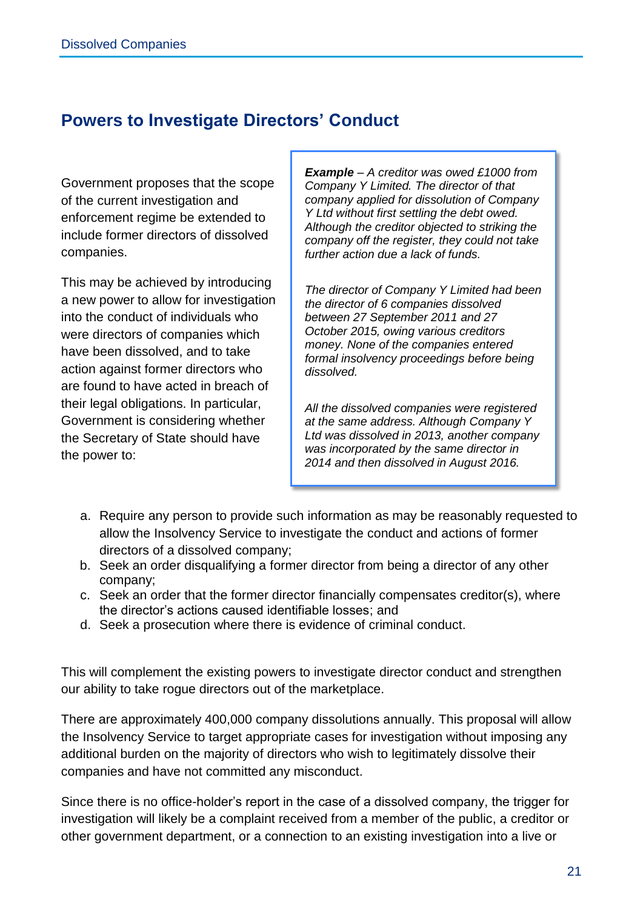## Powers to Investigate Directors' Conduct

Government proposes that the scope of the current investigation and enforcement regime be extended to include former directors of dissolved companies.

This may be achieved by introducing a new power to allow for investigation into the conduct of individuals who were directors of companies which have been dissolved, and to take action against former directors who are found to have acted in breach of their legal obligations. In particular, Government is considering whether the Secretary of State should have the power to:

> ***Example*** *– A creditor was owed £1000 from Company Y Limited. The director of that company applied for dissolution of Company Y Ltd without first settling the debt owed. Although the creditor objected to striking the company off the register, they could not take further action due a lack of funds.*
>
> *The director of Company Y Limited had been the director of 6 companies dissolved between 27 September 2011 and 27 October 2015, owing various creditors money. None of the companies entered formal insolvency proceedings before being dissolved.*
>
> *All the dissolved companies were registered at the same address. Although Company Y Ltd was dissolved in 2013, another company was incorporated by the same director in 2014 and then dissolved in August 2016.*

a. Require any person to provide such information as may be reasonably requested to allow the Insolvency Service to investigate the conduct and actions of former directors of a dissolved company;
b. Seek an order disqualifying a former director from being a director of any other company;
c. Seek an order that the former director financially compensates creditor(s), where the director's actions caused identifiable losses; and
d. Seek a prosecution where there is evidence of criminal conduct.

This will complement the existing powers to investigate director conduct and strengthen our ability to take rogue directors out of the marketplace.

There are approximately 400,000 company dissolutions annually. This proposal will allow the Insolvency Service to target appropriate cases for investigation without imposing any additional burden on the majority of directors who wish to legitimately dissolve their companies and have not committed any misconduct.

Since there is no office-holder's report in the case of a dissolved company, the trigger for investigation will likely be a complaint received from a member of the public, a creditor or other government department, or a connection to an existing investigation into a live or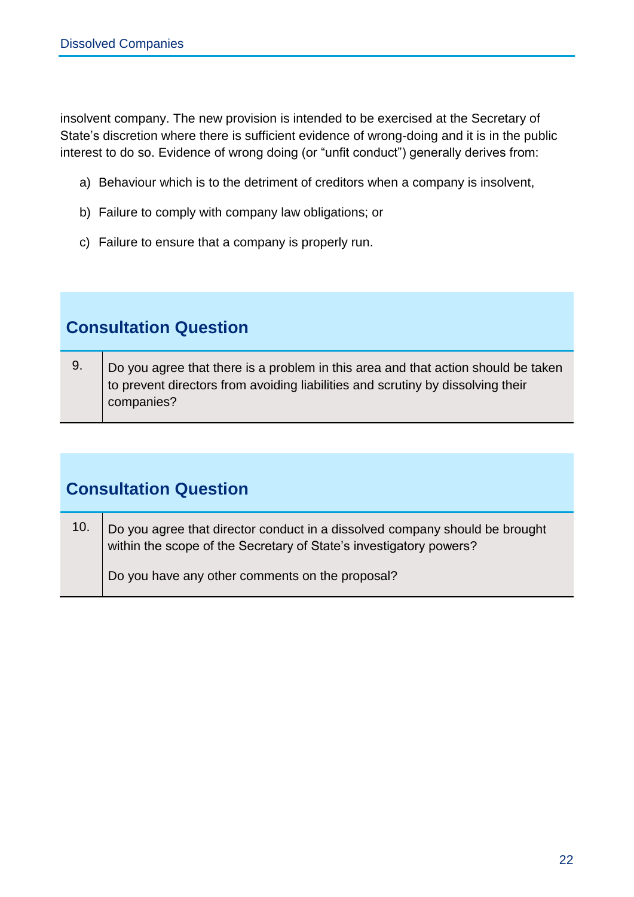insolvent company. The new provision is intended to be exercised at the Secretary of State's discretion where there is sufficient evidence of wrong-doing and it is in the public interest to do so. Evidence of wrong doing (or "unfit conduct") generally derives from:

a) Behaviour which is to the detriment of creditors when a company is insolvent,

b) Failure to comply with company law obligations; or

c) Failure to ensure that a company is properly run.

## Consultation Question

| 9. | Do you agree that there is a problem in this area and that action should be taken to prevent directors from avoiding liabilities and scrutiny by dissolving their companies? |
|---|---|

## Consultation Question

| 10. | Do you agree that director conduct in a dissolved company should be brought within the scope of the Secretary of State's investigatory powers?<br><br>Do you have any other comments on the proposal? |
|---|---|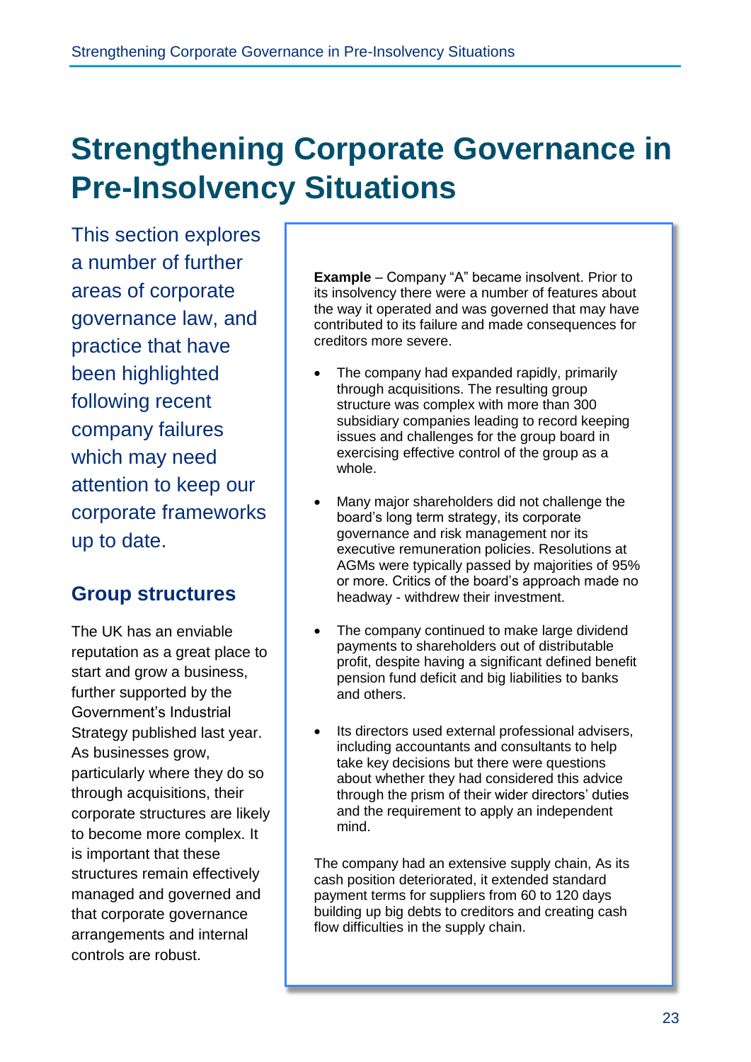# Strengthening Corporate Governance in Pre-Insolvency Situations

This section explores a number of further areas of corporate governance law, and practice that have been highlighted following recent company failures which may need attention to keep our corporate frameworks up to date.

## Group structures

The UK has an enviable reputation as a great place to start and grow a business, further supported by the Government's Industrial Strategy published last year. As businesses grow, particularly where they do so through acquisitions, their corporate structures are likely to become more complex. It is important that these structures remain effectively managed and governed and that corporate governance arrangements and internal controls are robust.

**Example** – Company "A" became insolvent. Prior to its insolvency there were a number of features about the way it operated and was governed that may have contributed to its failure and made consequences for creditors more severe.

- The company had expanded rapidly, primarily through acquisitions. The resulting group structure was complex with more than 300 subsidiary companies leading to record keeping issues and challenges for the group board in exercising effective control of the group as a whole.
- Many major shareholders did not challenge the board's long term strategy, its corporate governance and risk management nor its executive remuneration policies. Resolutions at AGMs were typically passed by majorities of 95% or more. Critics of the board's approach made no headway - withdrew their investment.
- The company continued to make large dividend payments to shareholders out of distributable profit, despite having a significant defined benefit pension fund deficit and big liabilities to banks and others.
- Its directors used external professional advisers, including accountants and consultants to help take key decisions but there were questions about whether they had considered this advice through the prism of their wider directors' duties and the requirement to apply an independent mind.

The company had an extensive supply chain, As its cash position deteriorated, it extended standard payment terms for suppliers from 60 to 120 days building up big debts to creditors and creating cash flow difficulties in the supply chain.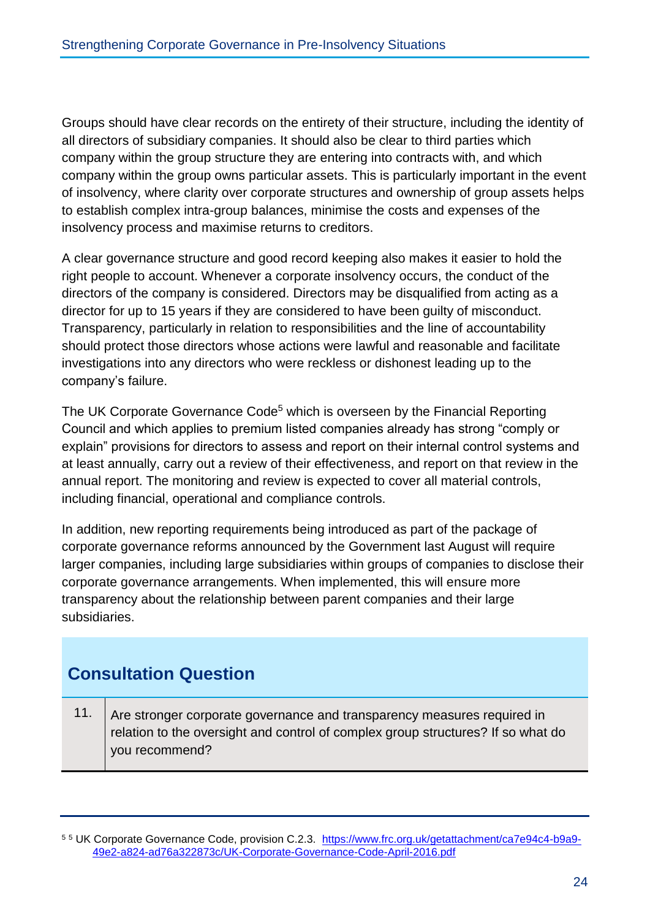Groups should have clear records on the entirety of their structure, including the identity of all directors of subsidiary companies. It should also be clear to third parties which company within the group structure they are entering into contracts with, and which company within the group owns particular assets. This is particularly important in the event of insolvency, where clarity over corporate structures and ownership of group assets helps to establish complex intra-group balances, minimise the costs and expenses of the insolvency process and maximise returns to creditors.

A clear governance structure and good record keeping also makes it easier to hold the right people to account. Whenever a corporate insolvency occurs, the conduct of the directors of the company is considered. Directors may be disqualified from acting as a director for up to 15 years if they are considered to have been guilty of misconduct. Transparency, particularly in relation to responsibilities and the line of accountability should protect those directors whose actions were lawful and reasonable and facilitate investigations into any directors who were reckless or dishonest leading up to the company's failure.

The UK Corporate Governance Code[5] which is overseen by the Financial Reporting Council and which applies to premium listed companies already has strong "comply or explain" provisions for directors to assess and report on their internal control systems and at least annually, carry out a review of their effectiveness, and report on that review in the annual report. The monitoring and review is expected to cover all material controls, including financial, operational and compliance controls.

In addition, new reporting requirements being introduced as part of the package of corporate governance reforms announced by the Government last August will require larger companies, including large subsidiaries within groups of companies to disclose their corporate governance arrangements. When implemented, this will ensure more transparency about the relationship between parent companies and their large subsidiaries.

## Consultation Question

| | |
|---|---|
| 11. | Are stronger corporate governance and transparency measures required in relation to the oversight and control of complex group structures? If so what do you recommend? |

---

[5] [5] UK Corporate Governance Code, provision C.2.3. https://www.frc.org.uk/getattachment/ca7e94c4-b9a9-49e2-a824-ad76a322873c/UK-Corporate-Governance-Code-April-2016.pdf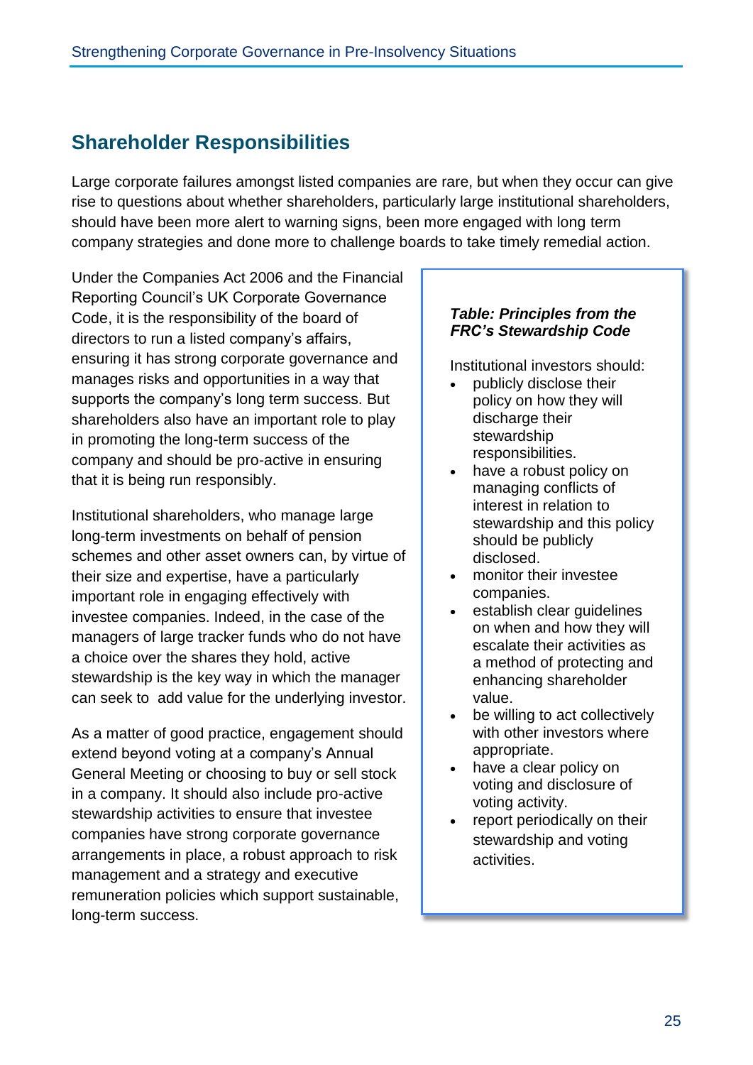## Shareholder Responsibilities

Large corporate failures amongst listed companies are rare, but when they occur can give rise to questions about whether shareholders, particularly large institutional shareholders, should have been more alert to warning signs, been more engaged with long term company strategies and done more to challenge boards to take timely remedial action.

Under the Companies Act 2006 and the Financial Reporting Council's UK Corporate Governance Code, it is the responsibility of the board of directors to run a listed company's affairs, ensuring it has strong corporate governance and manages risks and opportunities in a way that supports the company's long term success. But shareholders also have an important role to play in promoting the long-term success of the company and should be pro-active in ensuring that it is being run responsibly.

Institutional shareholders, who manage large long-term investments on behalf of pension schemes and other asset owners can, by virtue of their size and expertise, have a particularly important role in engaging effectively with investee companies. Indeed, in the case of the managers of large tracker funds who do not have a choice over the shares they hold, active stewardship is the key way in which the manager can seek to add value for the underlying investor.

As a matter of good practice, engagement should extend beyond voting at a company's Annual General Meeting or choosing to buy or sell stock in a company. It should also include pro-active stewardship activities to ensure that investee companies have strong corporate governance arrangements in place, a robust approach to risk management and a strategy and executive remuneration policies which support sustainable, long-term success.

***Table: Principles from the FRC's Stewardship Code***

Institutional investors should:

- publicly disclose their policy on how they will discharge their stewardship responsibilities.
- have a robust policy on managing conflicts of interest in relation to stewardship and this policy should be publicly disclosed.
- monitor their investee companies.
- establish clear guidelines on when and how they will escalate their activities as a method of protecting and enhancing shareholder value.
- be willing to act collectively with other investors where appropriate.
- have a clear policy on voting and disclosure of voting activity.
- report periodically on their stewardship and voting activities.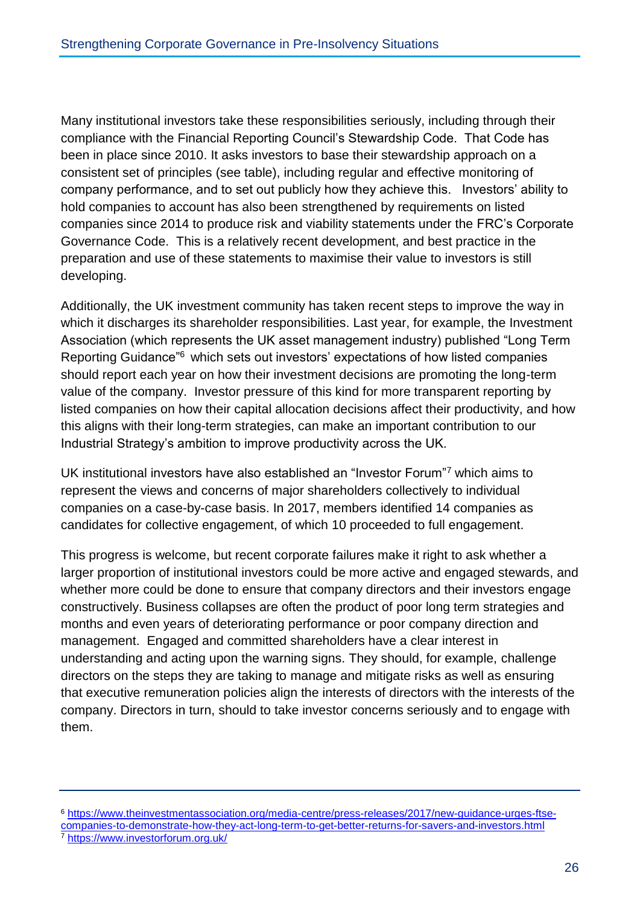Many institutional investors take these responsibilities seriously, including through their compliance with the Financial Reporting Council's Stewardship Code. That Code has been in place since 2010. It asks investors to base their stewardship approach on a consistent set of principles (see table), including regular and effective monitoring of company performance, and to set out publicly how they achieve this. Investors' ability to hold companies to account has also been strengthened by requirements on listed companies since 2014 to produce risk and viability statements under the FRC's Corporate Governance Code. This is a relatively recent development, and best practice in the preparation and use of these statements to maximise their value to investors is still developing.

Additionally, the UK investment community has taken recent steps to improve the way in which it discharges its shareholder responsibilities. Last year, for example, the Investment Association (which represents the UK asset management industry) published "Long Term Reporting Guidance"[6] which sets out investors' expectations of how listed companies should report each year on how their investment decisions are promoting the long-term value of the company. Investor pressure of this kind for more transparent reporting by listed companies on how their capital allocation decisions affect their productivity, and how this aligns with their long-term strategies, can make an important contribution to our Industrial Strategy's ambition to improve productivity across the UK.

UK institutional investors have also established an "Investor Forum"[7] which aims to represent the views and concerns of major shareholders collectively to individual companies on a case-by-case basis. In 2017, members identified 14 companies as candidates for collective engagement, of which 10 proceeded to full engagement.

This progress is welcome, but recent corporate failures make it right to ask whether a larger proportion of institutional investors could be more active and engaged stewards, and whether more could be done to ensure that company directors and their investors engage constructively. Business collapses are often the product of poor long term strategies and months and even years of deteriorating performance or poor company direction and management. Engaged and committed shareholders have a clear interest in understanding and acting upon the warning signs. They should, for example, challenge directors on the steps they are taking to manage and mitigate risks as well as ensuring that executive remuneration policies align the interests of directors with the interests of the company. Directors in turn, should to take investor concerns seriously and to engage with them.

---

[6] https://www.theinvestmentassociation.org/media-centre/press-releases/2017/new-guidance-urges-ftse-companies-to-demonstrate-how-they-act-long-term-to-get-better-returns-for-savers-and-investors.html

[7] https://www.investorforum.org.uk/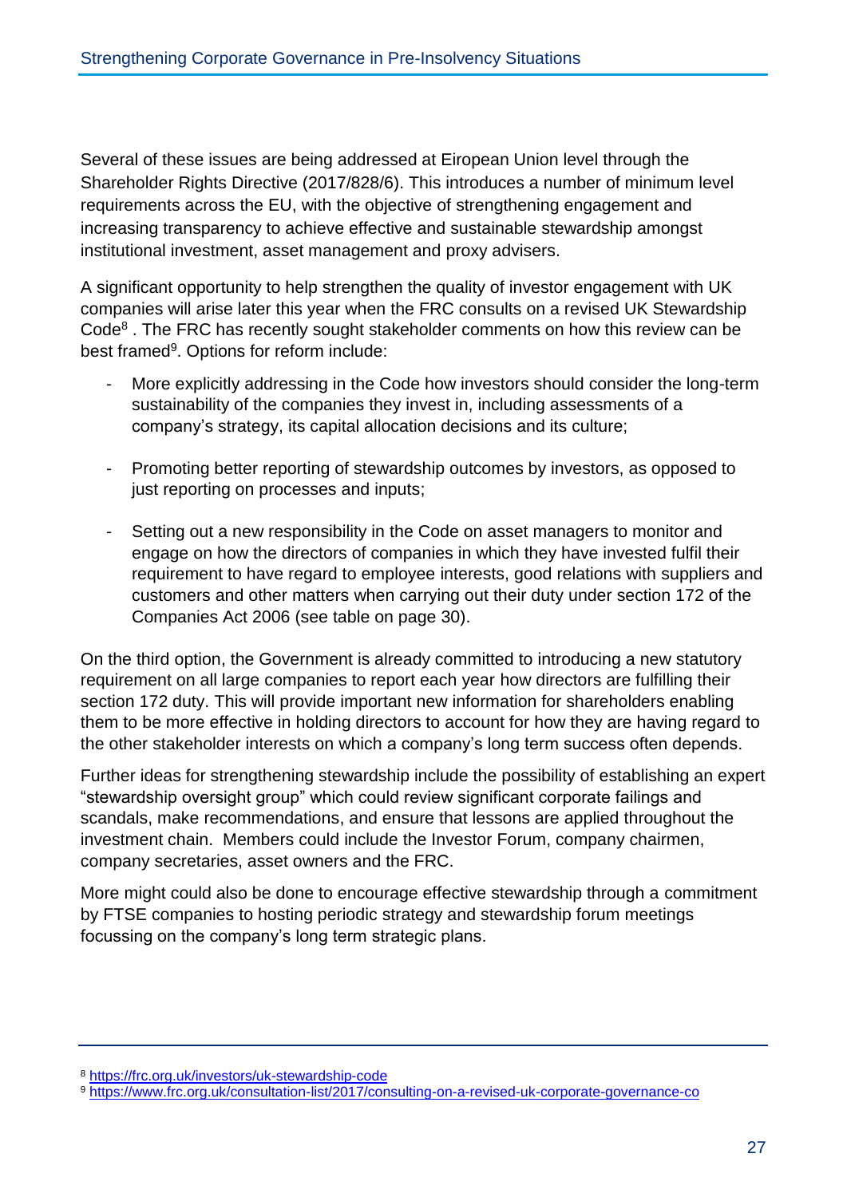Several of these issues are being addressed at European Union level through the Shareholder Rights Directive (2017/828/6). This introduces a number of minimum level requirements across the EU, with the objective of strengthening engagement and increasing transparency to achieve effective and sustainable stewardship amongst institutional investment, asset management and proxy advisers.

A significant opportunity to help strengthen the quality of investor engagement with UK companies will arise later this year when the FRC consults on a revised UK Stewardship Code[8] . The FRC has recently sought stakeholder comments on how this review can be best framed[9]. Options for reform include:

- More explicitly addressing in the Code how investors should consider the long-term sustainability of the companies they invest in, including assessments of a company's strategy, its capital allocation decisions and its culture;

- Promoting better reporting of stewardship outcomes by investors, as opposed to just reporting on processes and inputs;

- Setting out a new responsibility in the Code on asset managers to monitor and engage on how the directors of companies in which they have invested fulfil their requirement to have regard to employee interests, good relations with suppliers and customers and other matters when carrying out their duty under section 172 of the Companies Act 2006 (see table on page 30).

On the third option, the Government is already committed to introducing a new statutory requirement on all large companies to report each year how directors are fulfilling their section 172 duty. This will provide important new information for shareholders enabling them to be more effective in holding directors to account for how they are having regard to the other stakeholder interests on which a company's long term success often depends.

Further ideas for strengthening stewardship include the possibility of establishing an expert "stewardship oversight group" which could review significant corporate failings and scandals, make recommendations, and ensure that lessons are applied throughout the investment chain. Members could include the Investor Forum, company chairmen, company secretaries, asset owners and the FRC.

More might could also be done to encourage effective stewardship through a commitment by FTSE companies to hosting periodic strategy and stewardship forum meetings focussing on the company's long term strategic plans.

---

[8] https://frc.org.uk/investors/uk-stewardship-code

[9] https://www.frc.org.uk/consultation-list/2017/consulting-on-a-revised-uk-corporate-governance-co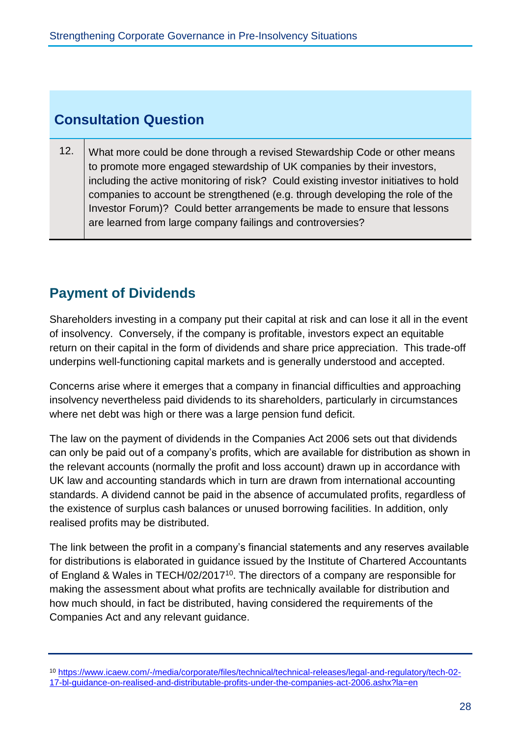## Consultation Question

| | |
|---|---|
| 12. | What more could be done through a revised Stewardship Code or other means to promote more engaged stewardship of UK companies by their investors, including the active monitoring of risk? Could existing investor initiatives to hold companies to account be strengthened (e.g. through developing the role of the Investor Forum)? Could better arrangements be made to ensure that lessons are learned from large company failings and controversies? |

## Payment of Dividends

Shareholders investing in a company put their capital at risk and can lose it all in the event of insolvency. Conversely, if the company is profitable, investors expect an equitable return on their capital in the form of dividends and share price appreciation. This trade-off underpins well-functioning capital markets and is generally understood and accepted.

Concerns arise where it emerges that a company in financial difficulties and approaching insolvency nevertheless paid dividends to its shareholders, particularly in circumstances where net debt was high or there was a large pension fund deficit.

The law on the payment of dividends in the Companies Act 2006 sets out that dividends can only be paid out of a company's profits, which are available for distribution as shown in the relevant accounts (normally the profit and loss account) drawn up in accordance with UK law and accounting standards which in turn are drawn from international accounting standards. A dividend cannot be paid in the absence of accumulated profits, regardless of the existence of surplus cash balances or unused borrowing facilities. In addition, only realised profits may be distributed.

The link between the profit in a company's financial statements and any reserves available for distributions is elaborated in guidance issued by the Institute of Chartered Accountants of England & Wales in TECH/02/2017[10]. The directors of a company are responsible for making the assessment about what profits are technically available for distribution and how much should, in fact be distributed, having considered the requirements of the Companies Act and any relevant guidance.

[10] https://www.icaew.com/-/media/corporate/files/technical/technical-releases/legal-and-regulatory/tech-02-17-bl-guidance-on-realised-and-distributable-profits-under-the-companies-act-2006.ashx?la=en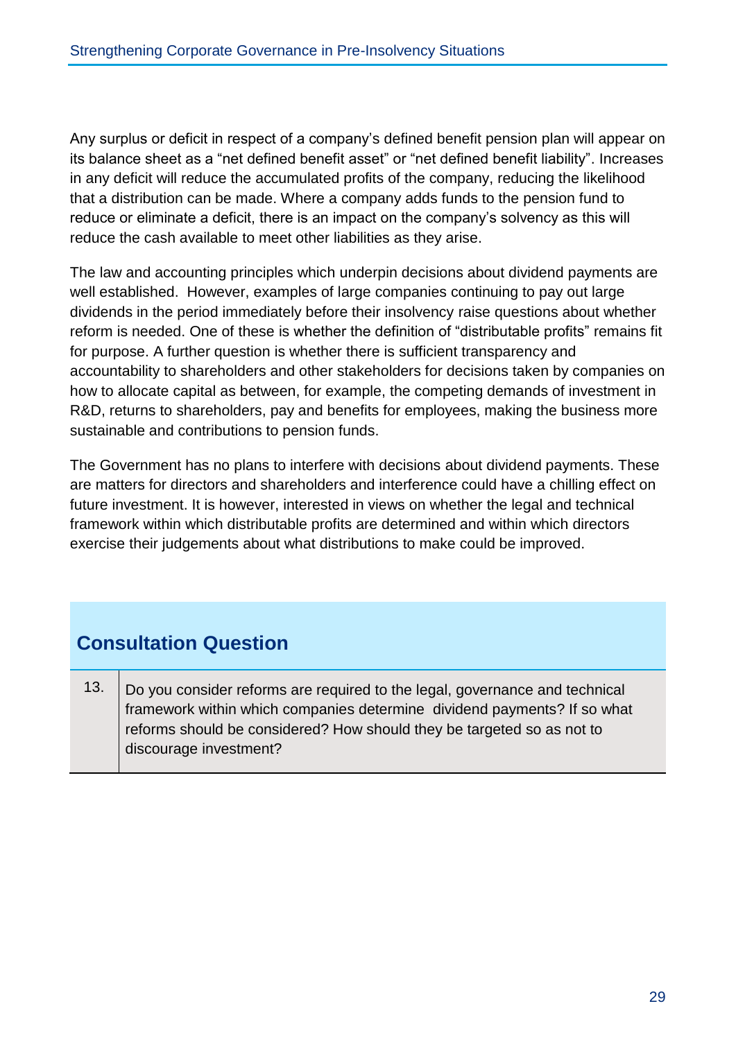Any surplus or deficit in respect of a company's defined benefit pension plan will appear on its balance sheet as a "net defined benefit asset" or "net defined benefit liability". Increases in any deficit will reduce the accumulated profits of the company, reducing the likelihood that a distribution can be made. Where a company adds funds to the pension fund to reduce or eliminate a deficit, there is an impact on the company's solvency as this will reduce the cash available to meet other liabilities as they arise.

The law and accounting principles which underpin decisions about dividend payments are well established. However, examples of large companies continuing to pay out large dividends in the period immediately before their insolvency raise questions about whether reform is needed. One of these is whether the definition of "distributable profits" remains fit for purpose. A further question is whether there is sufficient transparency and accountability to shareholders and other stakeholders for decisions taken by companies on how to allocate capital as between, for example, the competing demands of investment in R&D, returns to shareholders, pay and benefits for employees, making the business more sustainable and contributions to pension funds.

The Government has no plans to interfere with decisions about dividend payments. These are matters for directors and shareholders and interference could have a chilling effect on future investment. It is however, interested in views on whether the legal and technical framework within which distributable profits are determined and within which directors exercise their judgements about what distributions to make could be improved.

## Consultation Question

| | |
|---|---|
| 13. | Do you consider reforms are required to the legal, governance and technical framework within which companies determine dividend payments? If so what reforms should be considered? How should they be targeted so as not to discourage investment? |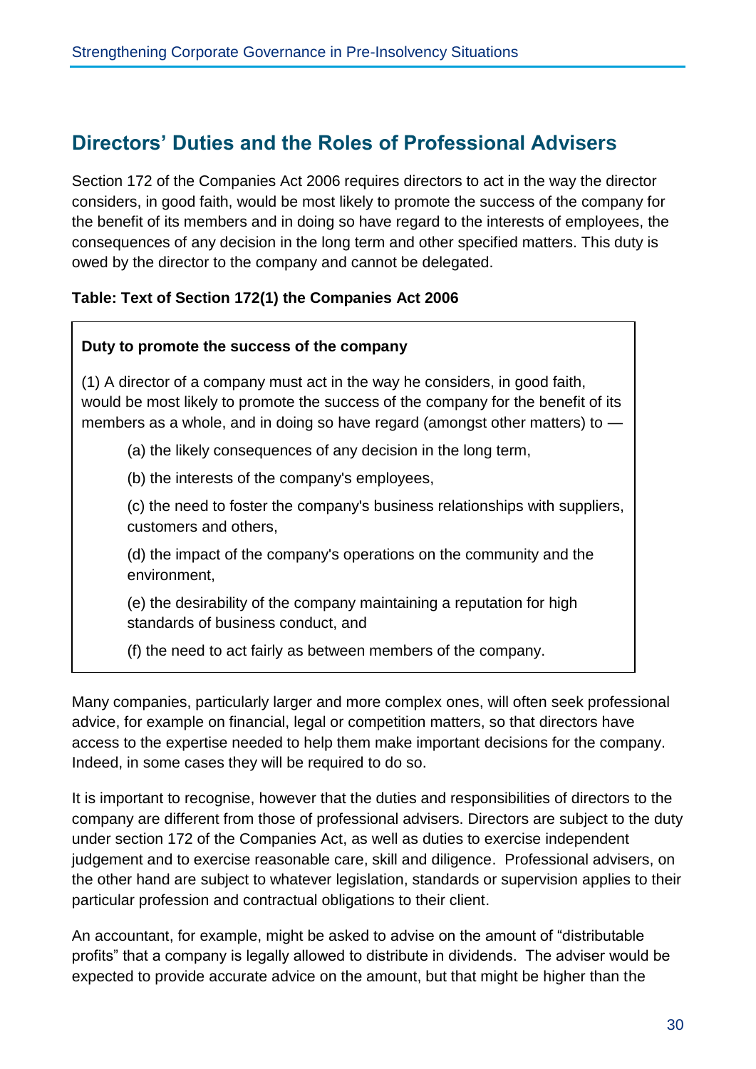## Directors' Duties and the Roles of Professional Advisers

Section 172 of the Companies Act 2006 requires directors to act in the way the director considers, in good faith, would be most likely to promote the success of the company for the benefit of its members and in doing so have regard to the interests of employees, the consequences of any decision in the long term and other specified matters. This duty is owed by the director to the company and cannot be delegated.

**Table: Text of Section 172(1) the Companies Act 2006**

> **Duty to promote the success of the company**
>
> (1) A director of a company must act in the way he considers, in good faith, would be most likely to promote the success of the company for the benefit of its members as a whole, and in doing so have regard (amongst other matters) to —
>
> (a) the likely consequences of any decision in the long term,
>
> (b) the interests of the company's employees,
>
> (c) the need to foster the company's business relationships with suppliers, customers and others,
>
> (d) the impact of the company's operations on the community and the environment,
>
> (e) the desirability of the company maintaining a reputation for high standards of business conduct, and
>
> (f) the need to act fairly as between members of the company.

Many companies, particularly larger and more complex ones, will often seek professional advice, for example on financial, legal or competition matters, so that directors have access to the expertise needed to help them make important decisions for the company. Indeed, in some cases they will be required to do so.

It is important to recognise, however that the duties and responsibilities of directors to the company are different from those of professional advisers. Directors are subject to the duty under section 172 of the Companies Act, as well as duties to exercise independent judgement and to exercise reasonable care, skill and diligence. Professional advisers, on the other hand are subject to whatever legislation, standards or supervision applies to their particular profession and contractual obligations to their client.

An accountant, for example, might be asked to advise on the amount of "distributable profits" that a company is legally allowed to distribute in dividends. The adviser would be expected to provide accurate advice on the amount, but that might be higher than the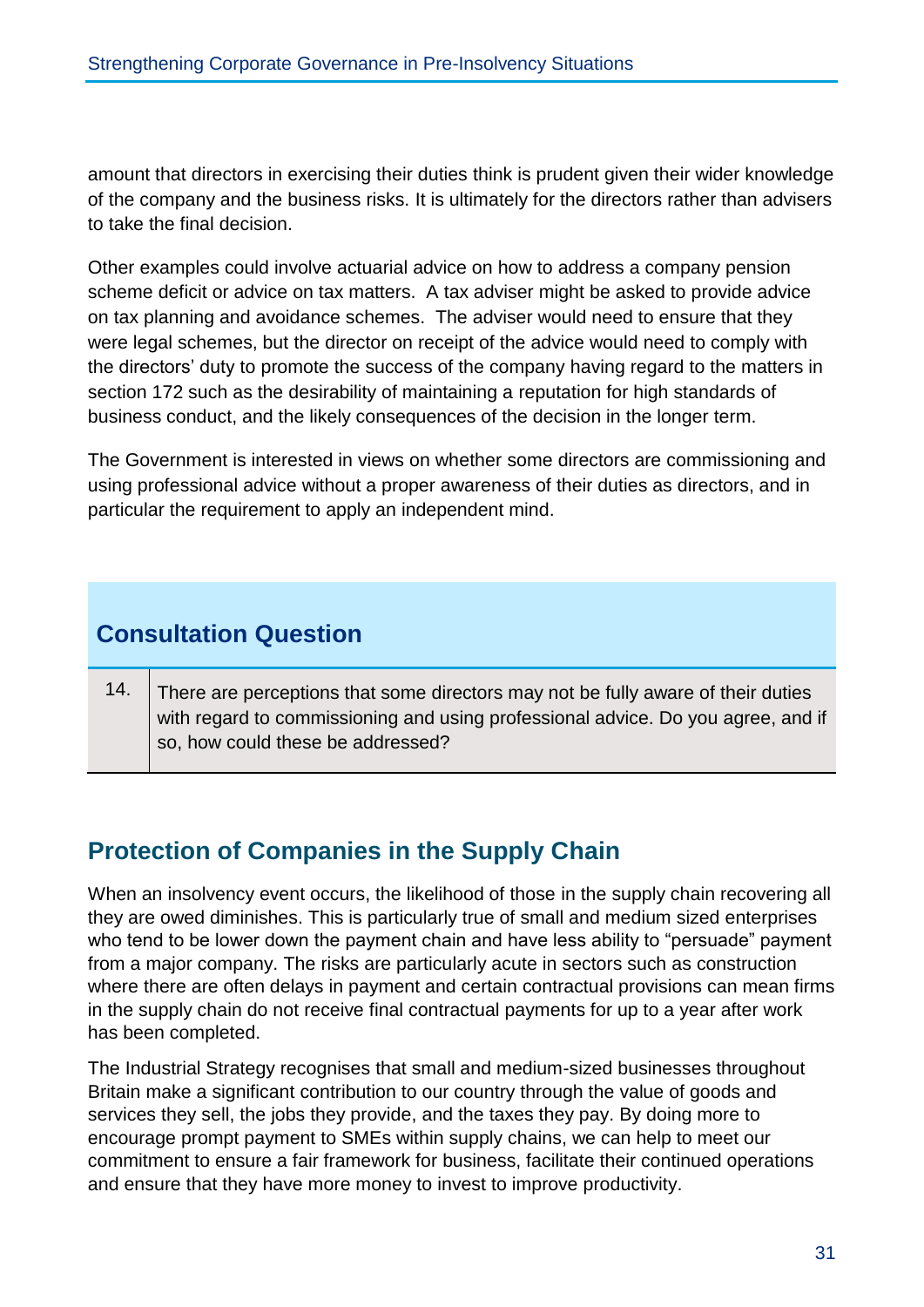amount that directors in exercising their duties think is prudent given their wider knowledge of the company and the business risks. It is ultimately for the directors rather than advisers to take the final decision.

Other examples could involve actuarial advice on how to address a company pension scheme deficit or advice on tax matters. A tax adviser might be asked to provide advice on tax planning and avoidance schemes. The adviser would need to ensure that they were legal schemes, but the director on receipt of the advice would need to comply with the directors' duty to promote the success of the company having regard to the matters in section 172 such as the desirability of maintaining a reputation for high standards of business conduct, and the likely consequences of the decision in the longer term.

The Government is interested in views on whether some directors are commissioning and using professional advice without a proper awareness of their duties as directors, and in particular the requirement to apply an independent mind.

### Consultation Question

| | |
|---|---|
| 14. | There are perceptions that some directors may not be fully aware of their duties with regard to commissioning and using professional advice. Do you agree, and if so, how could these be addressed? |

## Protection of Companies in the Supply Chain

When an insolvency event occurs, the likelihood of those in the supply chain recovering all they are owed diminishes. This is particularly true of small and medium sized enterprises who tend to be lower down the payment chain and have less ability to "persuade" payment from a major company. The risks are particularly acute in sectors such as construction where there are often delays in payment and certain contractual provisions can mean firms in the supply chain do not receive final contractual payments for up to a year after work has been completed.

The Industrial Strategy recognises that small and medium-sized businesses throughout Britain make a significant contribution to our country through the value of goods and services they sell, the jobs they provide, and the taxes they pay. By doing more to encourage prompt payment to SMEs within supply chains, we can help to meet our commitment to ensure a fair framework for business, facilitate their continued operations and ensure that they have more money to invest to improve productivity.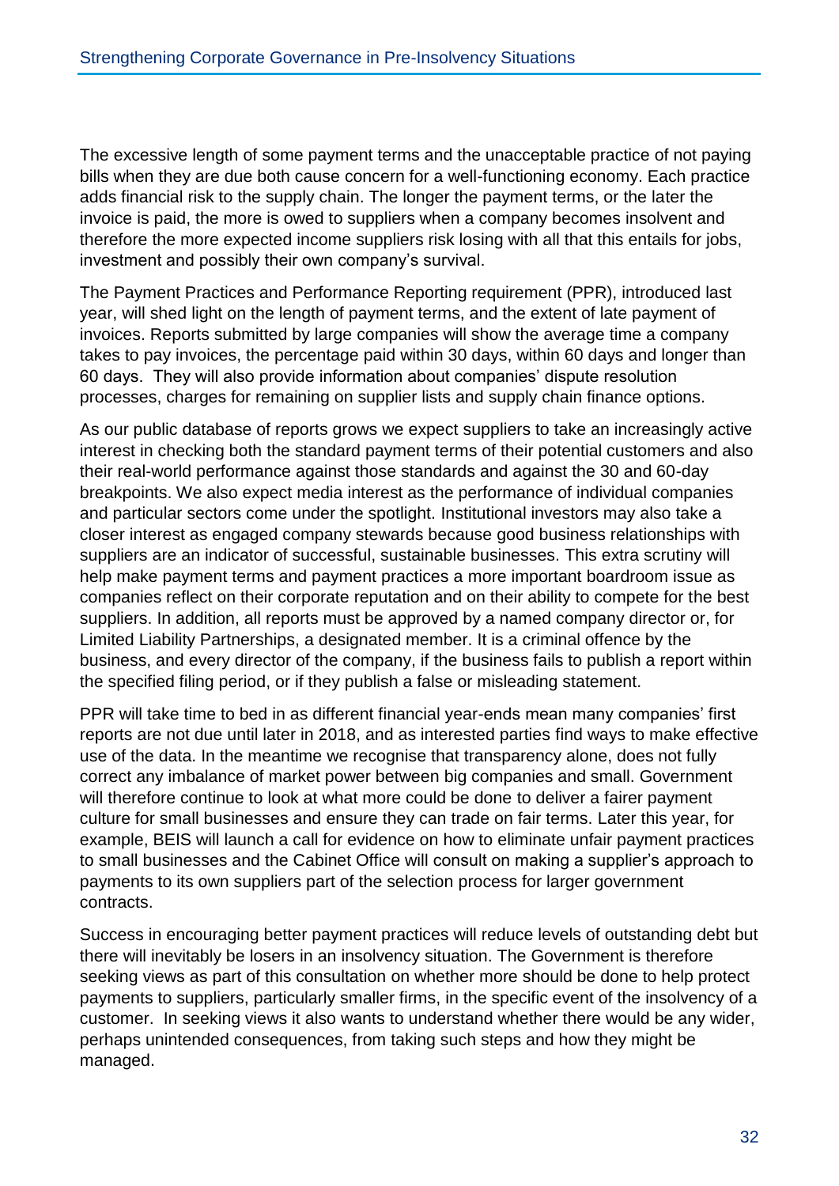The excessive length of some payment terms and the unacceptable practice of not paying bills when they are due both cause concern for a well-functioning economy. Each practice adds financial risk to the supply chain. The longer the payment terms, or the later the invoice is paid, the more is owed to suppliers when a company becomes insolvent and therefore the more expected income suppliers risk losing with all that this entails for jobs, investment and possibly their own company's survival.

The Payment Practices and Performance Reporting requirement (PPR), introduced last year, will shed light on the length of payment terms, and the extent of late payment of invoices. Reports submitted by large companies will show the average time a company takes to pay invoices, the percentage paid within 30 days, within 60 days and longer than 60 days. They will also provide information about companies' dispute resolution processes, charges for remaining on supplier lists and supply chain finance options.

As our public database of reports grows we expect suppliers to take an increasingly active interest in checking both the standard payment terms of their potential customers and also their real-world performance against those standards and against the 30 and 60-day breakpoints. We also expect media interest as the performance of individual companies and particular sectors come under the spotlight. Institutional investors may also take a closer interest as engaged company stewards because good business relationships with suppliers are an indicator of successful, sustainable businesses. This extra scrutiny will help make payment terms and payment practices a more important boardroom issue as companies reflect on their corporate reputation and on their ability to compete for the best suppliers. In addition, all reports must be approved by a named company director or, for Limited Liability Partnerships, a designated member. It is a criminal offence by the business, and every director of the company, if the business fails to publish a report within the specified filing period, or if they publish a false or misleading statement.

PPR will take time to bed in as different financial year-ends mean many companies' first reports are not due until later in 2018, and as interested parties find ways to make effective use of the data. In the meantime we recognise that transparency alone, does not fully correct any imbalance of market power between big companies and small. Government will therefore continue to look at what more could be done to deliver a fairer payment culture for small businesses and ensure they can trade on fair terms. Later this year, for example, BEIS will launch a call for evidence on how to eliminate unfair payment practices to small businesses and the Cabinet Office will consult on making a supplier's approach to payments to its own suppliers part of the selection process for larger government contracts.

Success in encouraging better payment practices will reduce levels of outstanding debt but there will inevitably be losers in an insolvency situation. The Government is therefore seeking views as part of this consultation on whether more should be done to help protect payments to suppliers, particularly smaller firms, in the specific event of the insolvency of a customer. In seeking views it also wants to understand whether there would be any wider, perhaps unintended consequences, from taking such steps and how they might be managed.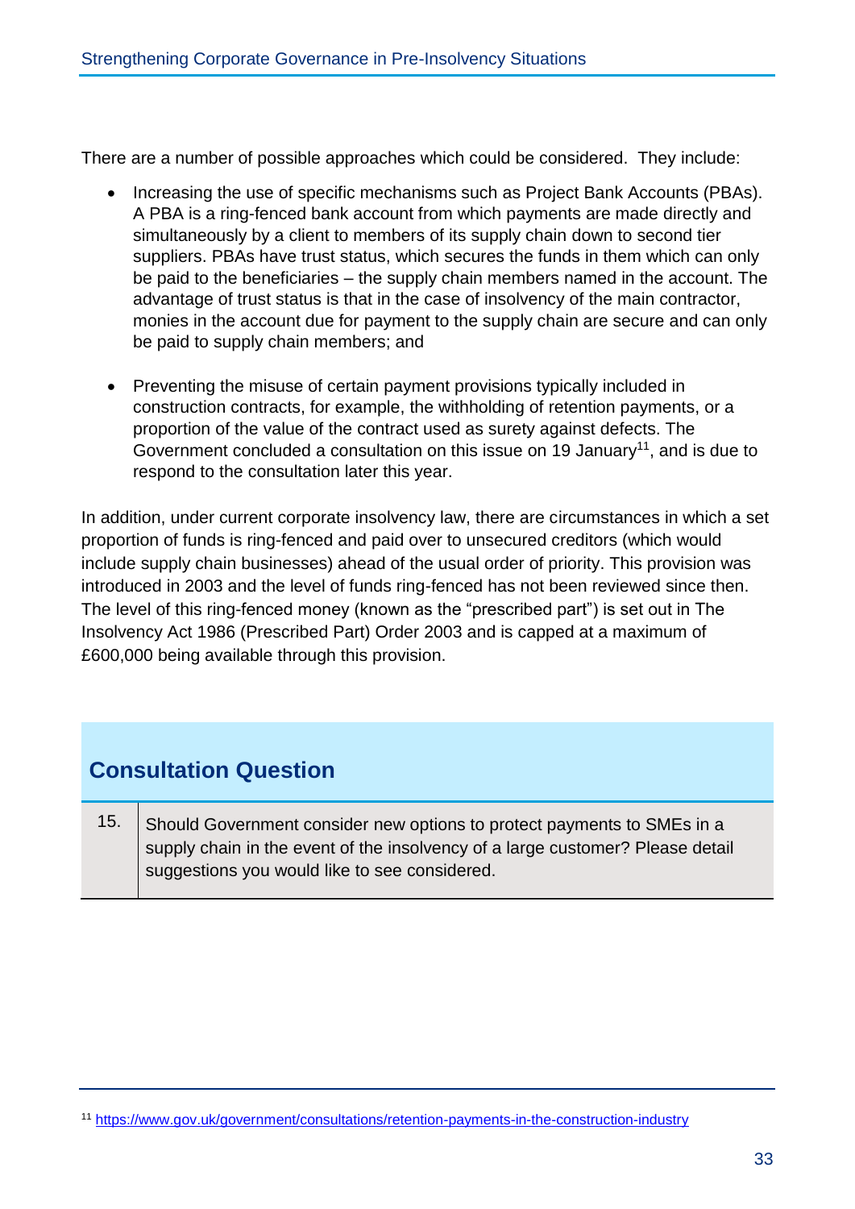There are a number of possible approaches which could be considered. They include:

- Increasing the use of specific mechanisms such as Project Bank Accounts (PBAs). A PBA is a ring-fenced bank account from which payments are made directly and simultaneously by a client to members of its supply chain down to second tier suppliers. PBAs have trust status, which secures the funds in them which can only be paid to the beneficiaries – the supply chain members named in the account. The advantage of trust status is that in the case of insolvency of the main contractor, monies in the account due for payment to the supply chain are secure and can only be paid to supply chain members; and

- Preventing the misuse of certain payment provisions typically included in construction contracts, for example, the withholding of retention payments, or a proportion of the value of the contract used as surety against defects. The Government concluded a consultation on this issue on 19 January[11], and is due to respond to the consultation later this year.

In addition, under current corporate insolvency law, there are circumstances in which a set proportion of funds is ring-fenced and paid over to unsecured creditors (which would include supply chain businesses) ahead of the usual order of priority. This provision was introduced in 2003 and the level of funds ring-fenced has not been reviewed since then. The level of this ring-fenced money (known as the "prescribed part") is set out in The Insolvency Act 1986 (Prescribed Part) Order 2003 and is capped at a maximum of £600,000 being available through this provision.

## Consultation Question

| | |
|---|---|
| 15. | Should Government consider new options to protect payments to SMEs in a supply chain in the event of the insolvency of a large customer? Please detail suggestions you would like to see considered. |

[11] https://www.gov.uk/government/consultations/retention-payments-in-the-construction-industry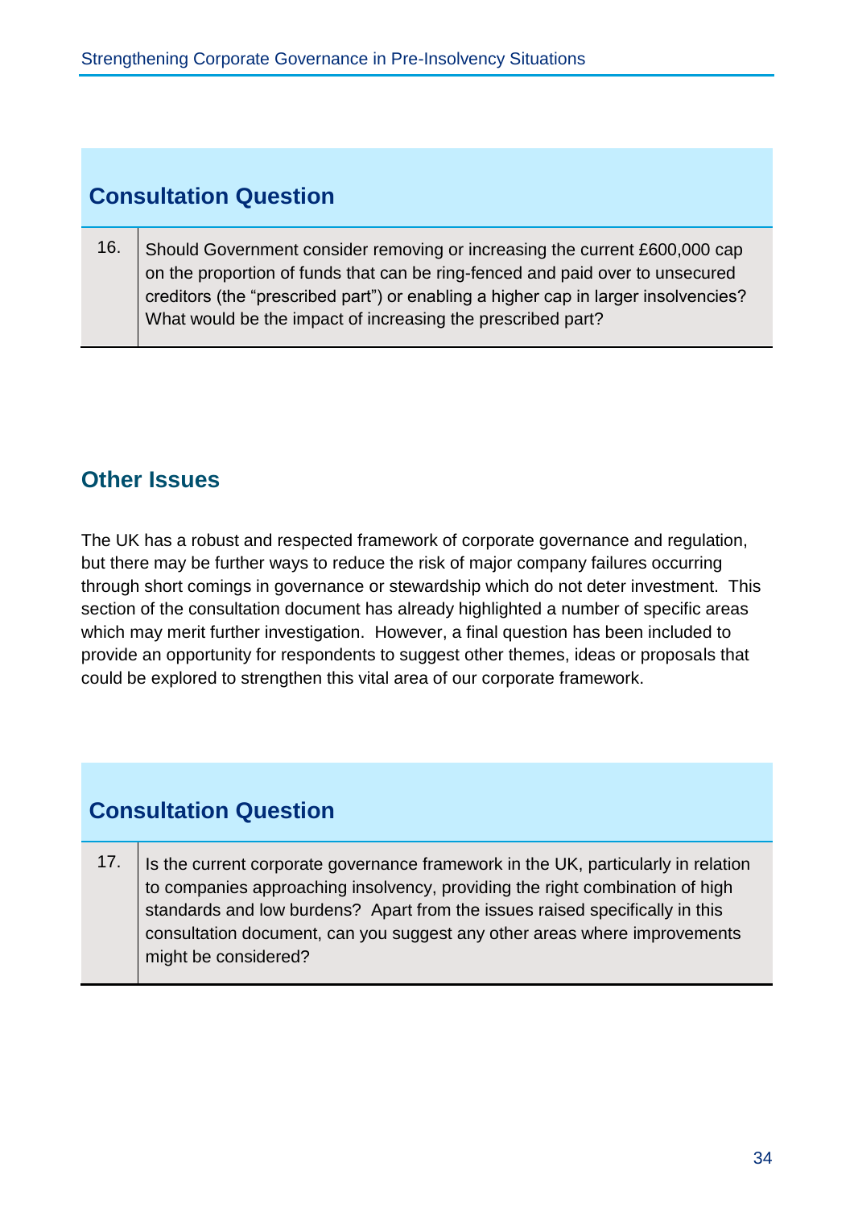## Consultation Question

| | |
|---|---|
| 16. | Should Government consider removing or increasing the current £600,000 cap on the proportion of funds that can be ring-fenced and paid over to unsecured creditors (the "prescribed part") or enabling a higher cap in larger insolvencies? What would be the impact of increasing the prescribed part? |

## Other Issues

The UK has a robust and respected framework of corporate governance and regulation, but there may be further ways to reduce the risk of major company failures occurring through short comings in governance or stewardship which do not deter investment. This section of the consultation document has already highlighted a number of specific areas which may merit further investigation. However, a final question has been included to provide an opportunity for respondents to suggest other themes, ideas or proposals that could be explored to strengthen this vital area of our corporate framework.

## Consultation Question

| | |
|---|---|
| 17. | Is the current corporate governance framework in the UK, particularly in relation to companies approaching insolvency, providing the right combination of high standards and low burdens? Apart from the issues raised specifically in this consultation document, can you suggest any other areas where improvements might be considered? |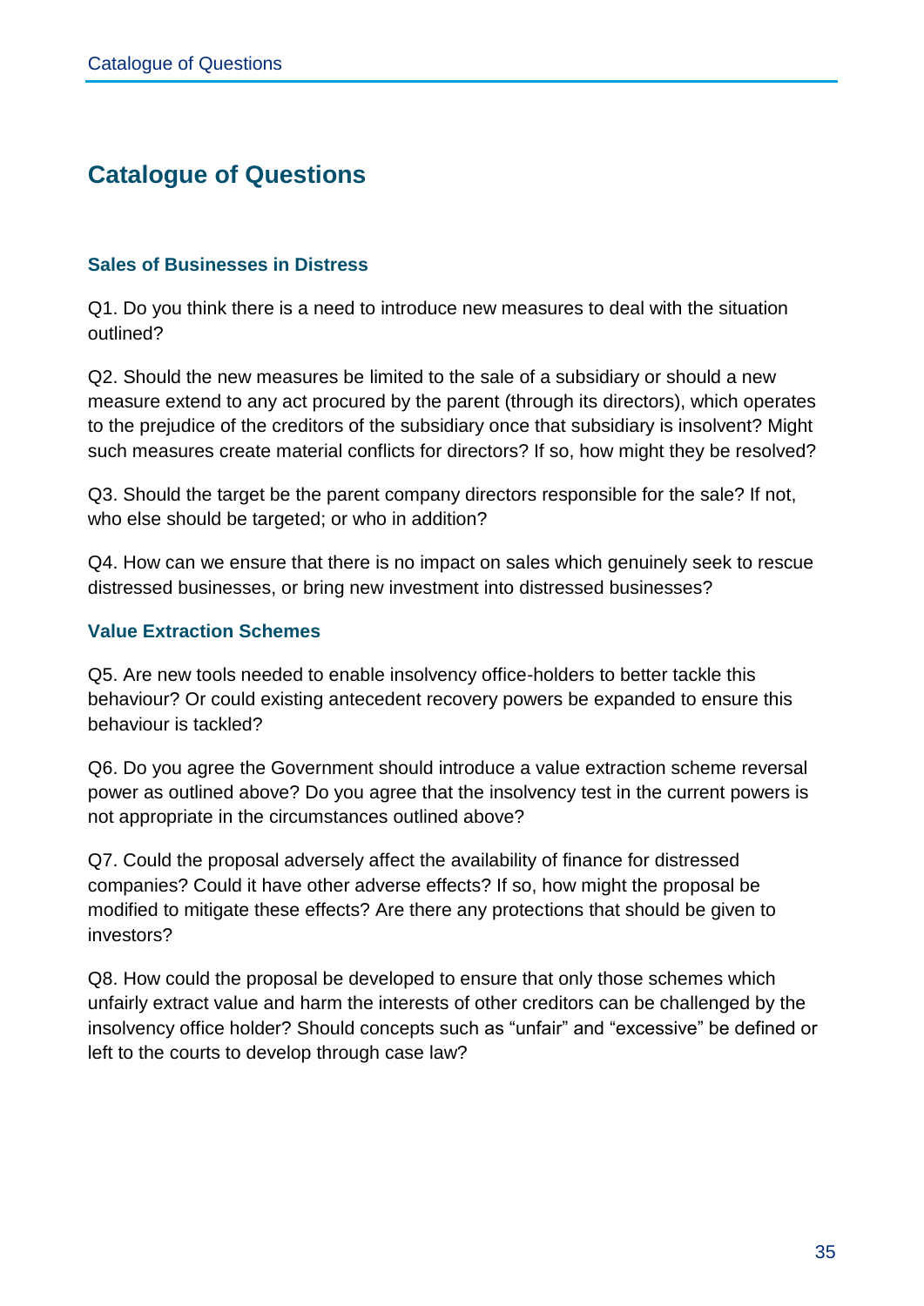# Catalogue of Questions

### Sales of Businesses in Distress

Q1. Do you think there is a need to introduce new measures to deal with the situation outlined?

Q2. Should the new measures be limited to the sale of a subsidiary or should a new measure extend to any act procured by the parent (through its directors), which operates to the prejudice of the creditors of the subsidiary once that subsidiary is insolvent? Might such measures create material conflicts for directors? If so, how might they be resolved?

Q3. Should the target be the parent company directors responsible for the sale? If not, who else should be targeted; or who in addition?

Q4. How can we ensure that there is no impact on sales which genuinely seek to rescue distressed businesses, or bring new investment into distressed businesses?

### Value Extraction Schemes

Q5. Are new tools needed to enable insolvency office-holders to better tackle this behaviour? Or could existing antecedent recovery powers be expanded to ensure this behaviour is tackled?

Q6. Do you agree the Government should introduce a value extraction scheme reversal power as outlined above? Do you agree that the insolvency test in the current powers is not appropriate in the circumstances outlined above?

Q7. Could the proposal adversely affect the availability of finance for distressed companies? Could it have other adverse effects? If so, how might the proposal be modified to mitigate these effects? Are there any protections that should be given to investors?

Q8. How could the proposal be developed to ensure that only those schemes which unfairly extract value and harm the interests of other creditors can be challenged by the insolvency office holder? Should concepts such as “unfair” and “excessive” be defined or left to the courts to develop through case law?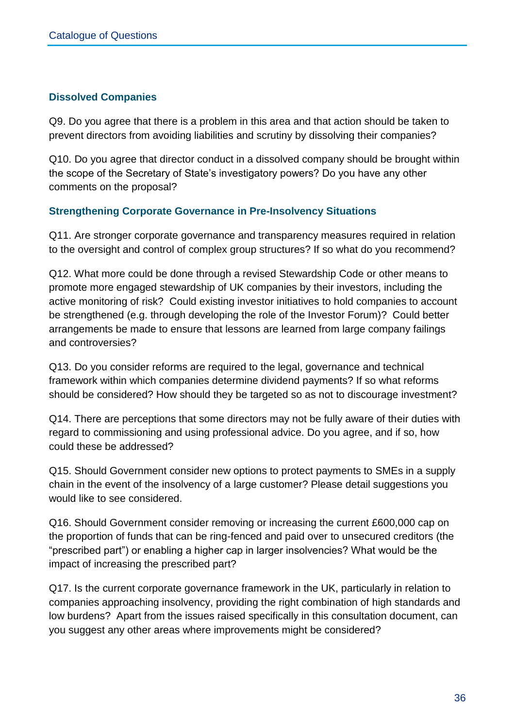## Dissolved Companies

Q9. Do you agree that there is a problem in this area and that action should be taken to prevent directors from avoiding liabilities and scrutiny by dissolving their companies?

Q10. Do you agree that director conduct in a dissolved company should be brought within the scope of the Secretary of State's investigatory powers? Do you have any other comments on the proposal?

## Strengthening Corporate Governance in Pre-Insolvency Situations

Q11. Are stronger corporate governance and transparency measures required in relation to the oversight and control of complex group structures? If so what do you recommend?

Q12. What more could be done through a revised Stewardship Code or other means to promote more engaged stewardship of UK companies by their investors, including the active monitoring of risk? Could existing investor initiatives to hold companies to account be strengthened (e.g. through developing the role of the Investor Forum)? Could better arrangements be made to ensure that lessons are learned from large company failings and controversies?

Q13. Do you consider reforms are required to the legal, governance and technical framework within which companies determine dividend payments? If so what reforms should be considered? How should they be targeted so as not to discourage investment?

Q14. There are perceptions that some directors may not be fully aware of their duties with regard to commissioning and using professional advice. Do you agree, and if so, how could these be addressed?

Q15. Should Government consider new options to protect payments to SMEs in a supply chain in the event of the insolvency of a large customer? Please detail suggestions you would like to see considered.

Q16. Should Government consider removing or increasing the current £600,000 cap on the proportion of funds that can be ring-fenced and paid over to unsecured creditors (the "prescribed part") or enabling a higher cap in larger insolvencies? What would be the impact of increasing the prescribed part?

Q17. Is the current corporate governance framework in the UK, particularly in relation to companies approaching insolvency, providing the right combination of high standards and low burdens? Apart from the issues raised specifically in this consultation document, can you suggest any other areas where improvements might be considered?